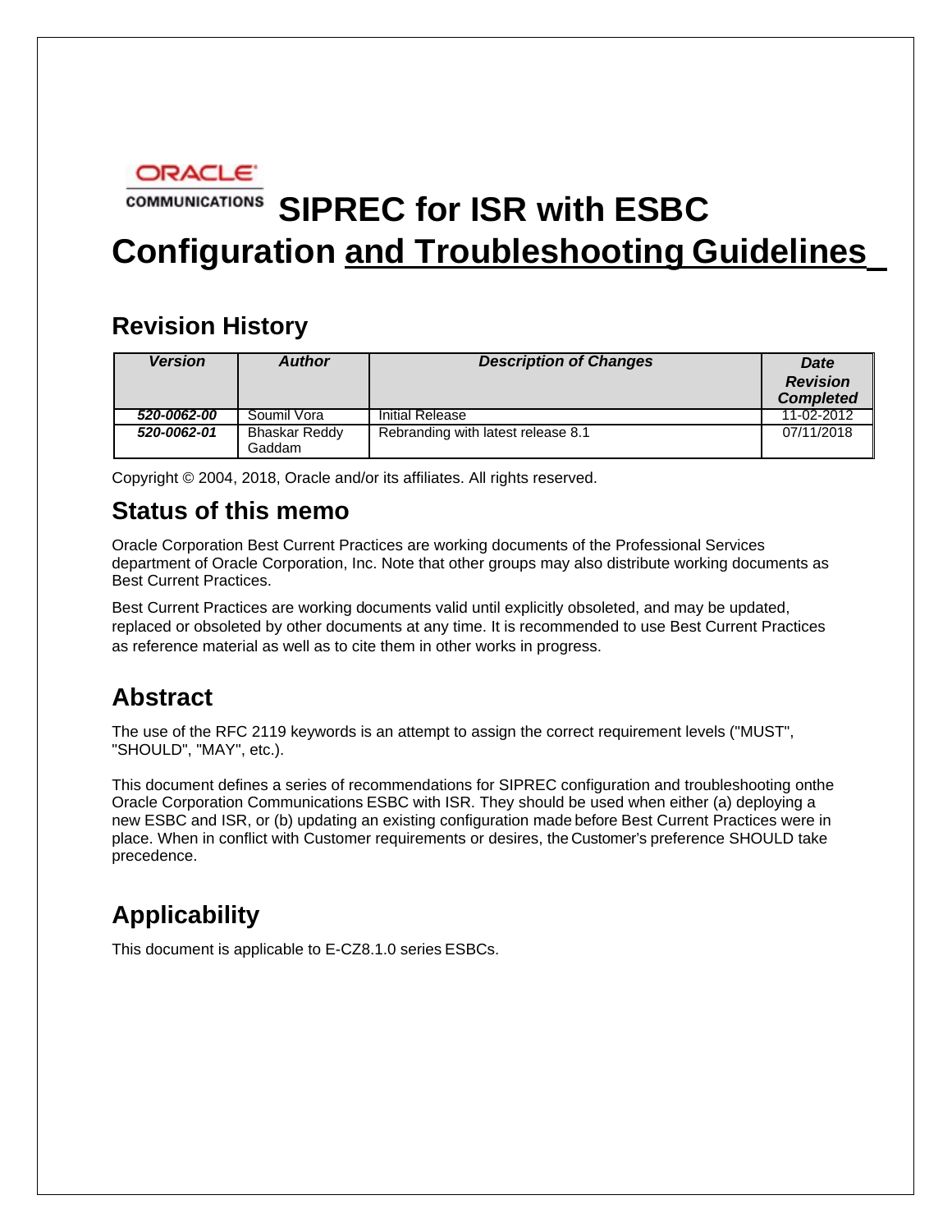ORACLE COMMUNICATIONS

# SIPREC for ISR with ESBC Configuration and Troubleshooting Guidelines

## Revision History

| *Version* | *Author* | *Description of Changes* | *Date Revision Completed* |
|---|---|---|---|
| ***520-0062-00*** | Soumil Vora | Initial Release | 11-02-2012 |
| ***520-0062-01*** | Bhaskar Reddy Gaddam | Rebranding with latest release 8.1 | 07/11/2018 |

Copyright © 2004, 2018, Oracle and/or its affiliates. All rights reserved.

## Status of this memo

Oracle Corporation Best Current Practices are working documents of the Professional Services department of Oracle Corporation, Inc. Note that other groups may also distribute working documents as Best Current Practices.

Best Current Practices are working documents valid until explicitly obsoleted, and may be updated, replaced or obsoleted by other documents at any time. It is recommended to use Best Current Practices as reference material as well as to cite them in other works in progress.

## Abstract

The use of the RFC 2119 keywords is an attempt to assign the correct requirement levels ("MUST", "SHOULD", "MAY", etc.).

This document defines a series of recommendations for SIPREC configuration and troubleshooting onthe Oracle Corporation Communications ESBC with ISR. They should be used when either (a) deploying a new ESBC and ISR, or (b) updating an existing configuration made before Best Current Practices were in place. When in conflict with Customer requirements or desires, the Customer's preference SHOULD take precedence.

## Applicability

This document is applicable to E-CZ8.1.0 series ESBCs.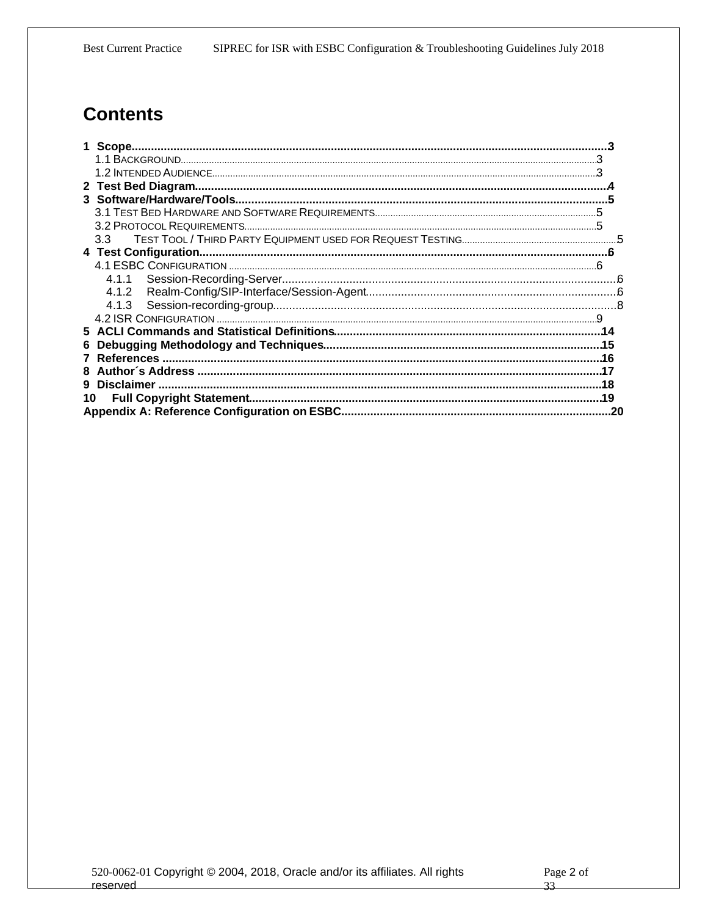# Contents

1 Scope....................................................................................................................................3
  1.1 Background....................................................................................................................3
  1.2 Intended Audience..........................................................................................................3
2 Test Bed Diagram.................................................................................................................4
3 Software/Hardware/Tools.....................................................................................................5
  3.1 Test Bed Hardware and Software Requirements.............................................................5
  3.2 Protocol Requirements....................................................................................................5
  3.3 Test Tool / Third Party Equipment used for Request Testing...........................................5
4 Test Configuration................................................................................................................6
  4.1 ESBC Configuration.........................................................................................................6
    4.1.1 Session-Recording-Server..........................................................................................6
    4.1.2 Realm-Config/SIP-Interface/Session-Agent................................................................6
    4.1.3 Session-recording-group.............................................................................................8
  4.2 ISR Configuration.............................................................................................................9
5 ACLI Commands and Statistical Definitions.........................................................................14
6 Debugging Methodology and Techniques............................................................................15
7 References...........................................................................................................................16
8 Author´s Address.................................................................................................................17
9 Disclaimer............................................................................................................................18
10 Full Copyright Statement....................................................................................................19
Appendix A: Reference Configuration on ESBC.......................................................................20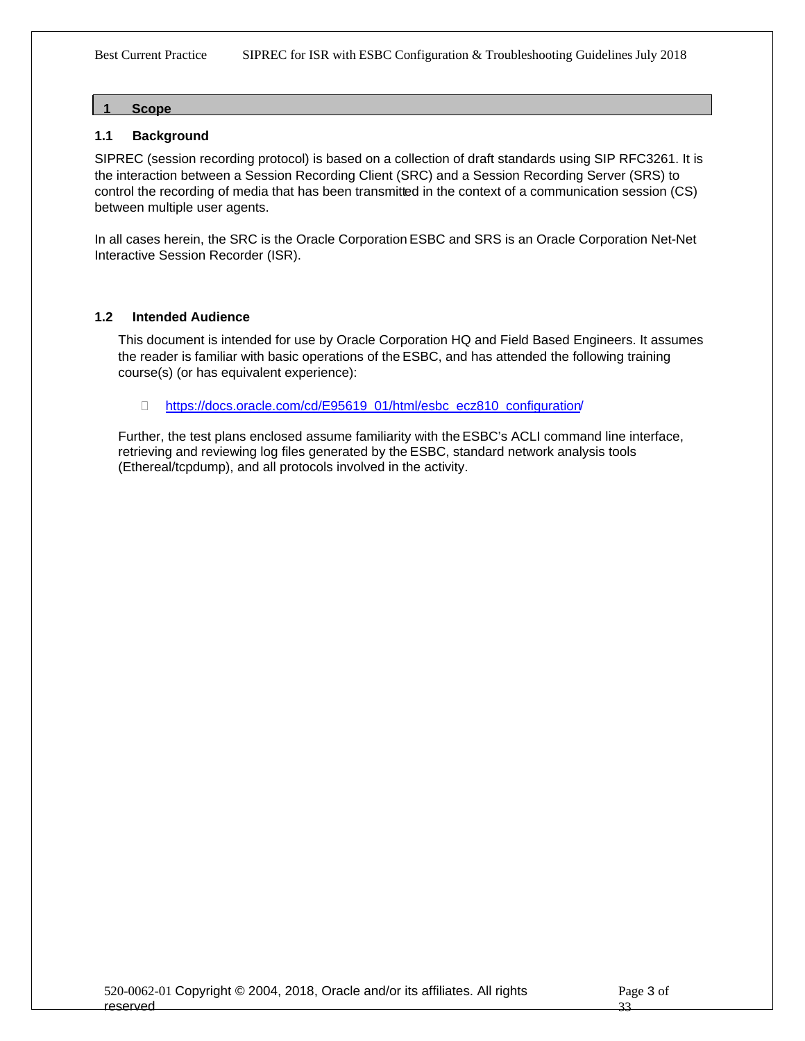# 1 Scope

## 1.1 Background

SIPREC (session recording protocol) is based on a collection of draft standards using SIP RFC3261. It is the interaction between a Session Recording Client (SRC) and a Session Recording Server (SRS) to control the recording of media that has been transmitted in the context of a communication session (CS) between multiple user agents.

In all cases herein, the SRC is the Oracle Corporation ESBC and SRS is an Oracle Corporation Net-Net Interactive Session Recorder (ISR).

## 1.2 Intended Audience

This document is intended for use by Oracle Corporation HQ and Field Based Engineers. It assumes the reader is familiar with basic operations of the ESBC, and has attended the following training course(s) (or has equivalent experience):

- https://docs.oracle.com/cd/E95619_01/html/esbc_ecz810_configuration/

Further, the test plans enclosed assume familiarity with the ESBC's ACLI command line interface, retrieving and reviewing log files generated by the ESBC, standard network analysis tools (Ethereal/tcpdump), and all protocols involved in the activity.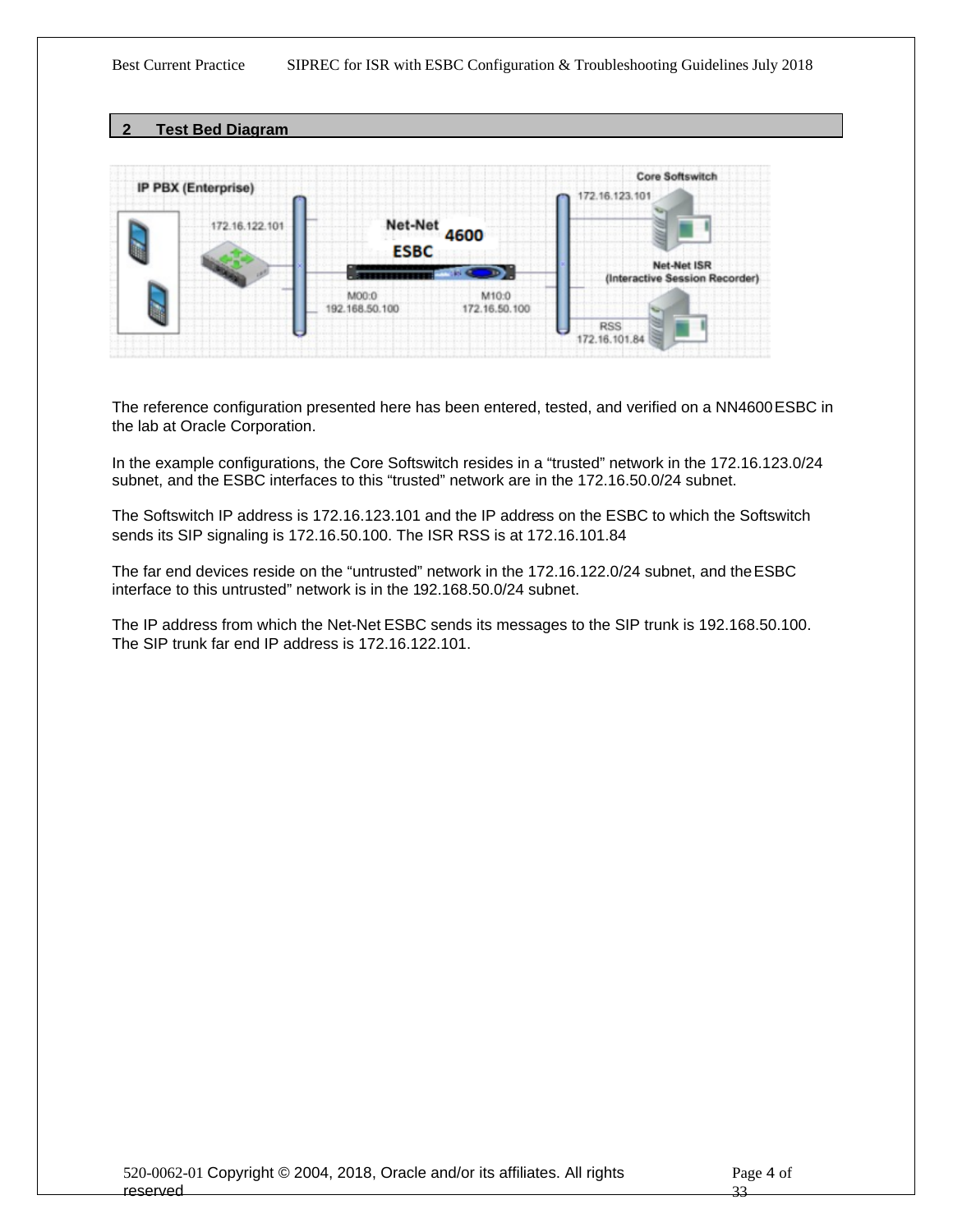## 2 Test Bed Diagram

The reference configuration presented here has been entered, tested, and verified on a NN4600 ESBC in the lab at Oracle Corporation.

In the example configurations, the Core Softswitch resides in a “trusted” network in the 172.16.123.0/24 subnet, and the ESBC interfaces to this “trusted” network are in the 172.16.50.0/24 subnet.

The Softswitch IP address is 172.16.123.101 and the IP address on the ESBC to which the Softswitch sends its SIP signaling is 172.16.50.100. The ISR RSS is at 172.16.101.84

The far end devices reside on the “untrusted” network in the 172.16.122.0/24 subnet, and the ESBC interface to this untrusted” network is in the 192.168.50.0/24 subnet.

The IP address from which the Net-Net ESBC sends its messages to the SIP trunk is 192.168.50.100. The SIP trunk far end IP address is 172.16.122.101.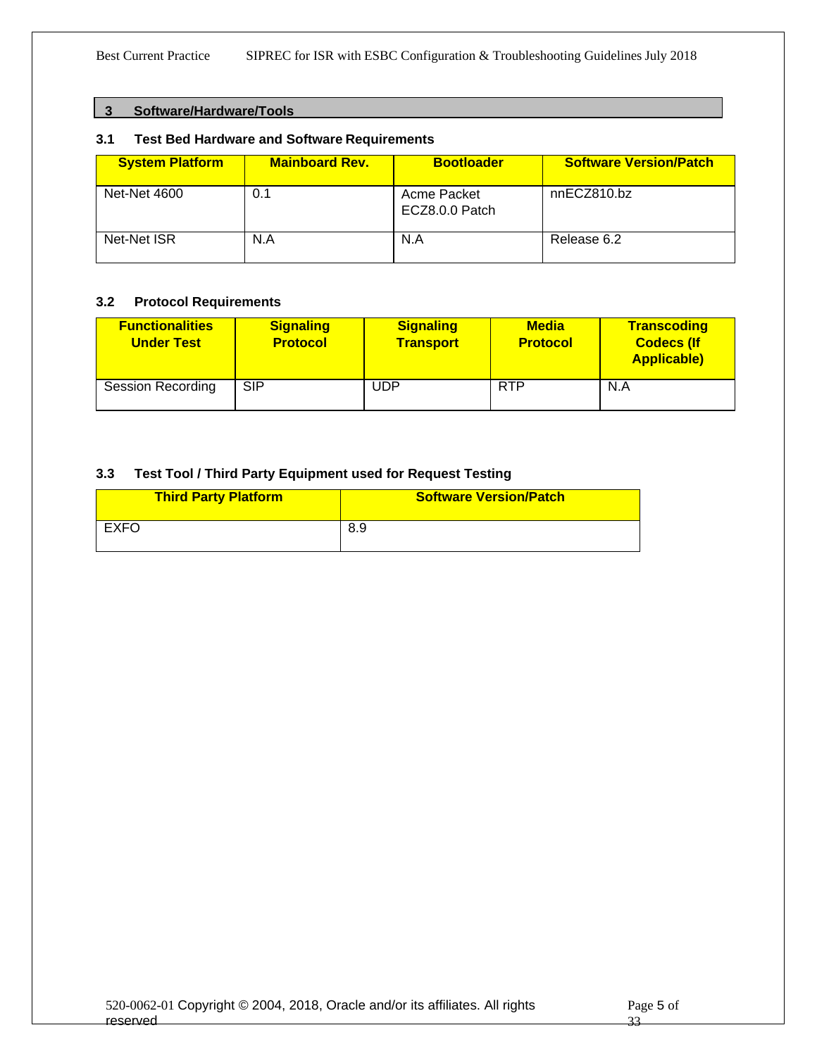# 3 Software/Hardware/Tools

## 3.1 Test Bed Hardware and Software Requirements

| System Platform | Mainboard Rev. | Bootloader | Software Version/Patch |
|---|---|---|---|
| Net-Net 4600 | 0.1 | Acme Packet ECZ8.0.0 Patch | nnECZ810.bz |
| Net-Net ISR | N.A | N.A | Release 6.2 |

## 3.2 Protocol Requirements

| Functionalities Under Test | Signaling Protocol | Signaling Transport | Media Protocol | Transcoding Codecs (If Applicable) |
|---|---|---|---|---|
| Session Recording | SIP | UDP | RTP | N.A |

## 3.3 Test Tool / Third Party Equipment used for Request Testing

| Third Party Platform | Software Version/Patch |
|---|---|
| EXFO | 8.9 |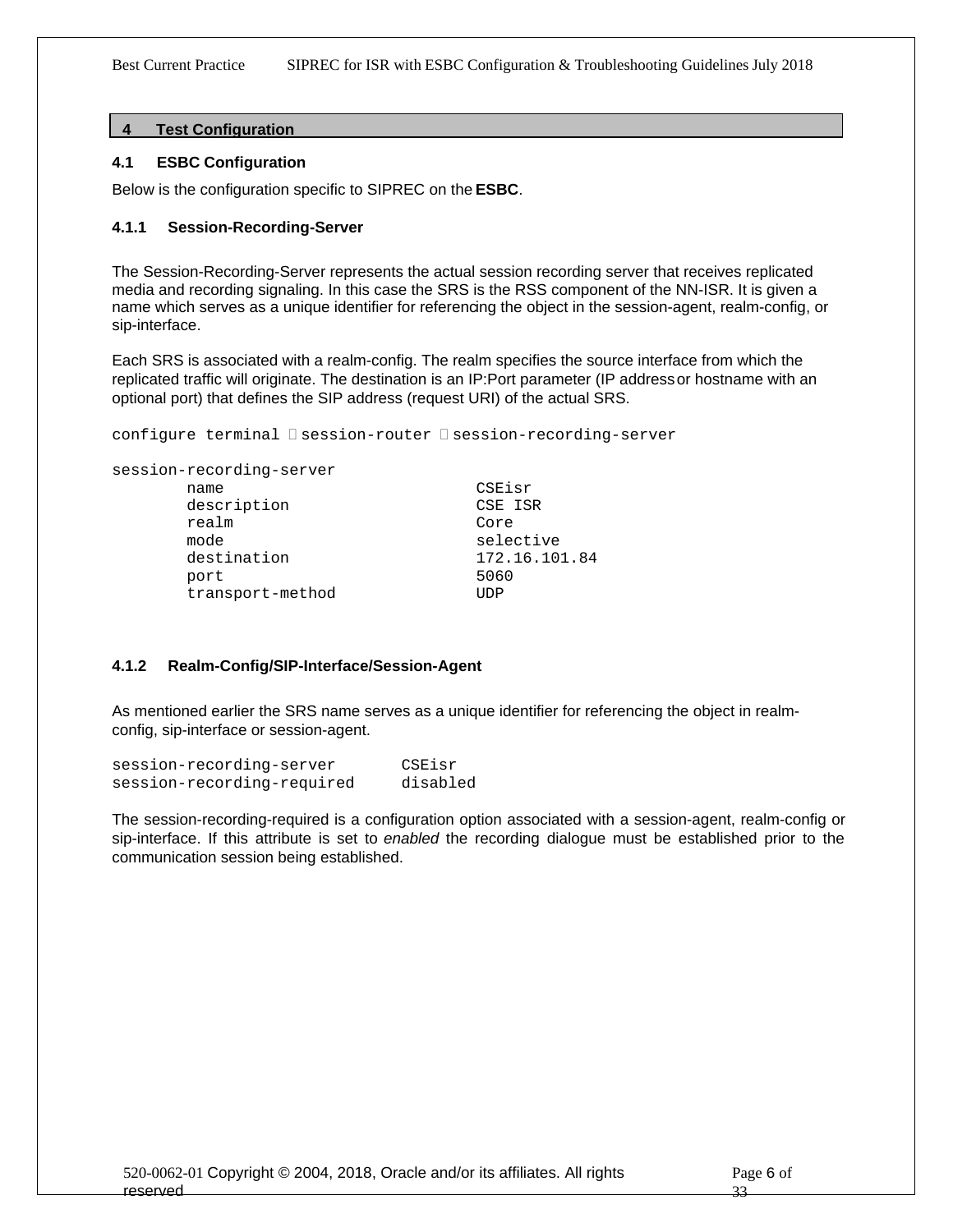## 4 Test Configuration

### 4.1 ESBC Configuration

Below is the configuration specific to SIPREC on the **ESBC**.

#### 4.1.1 Session-Recording-Server

The Session-Recording-Server represents the actual session recording server that receives replicated media and recording signaling. In this case the SRS is the RSS component of the NN-ISR. It is given a name which serves as a unique identifier for referencing the object in the session-agent, realm-config, or sip-interface.

Each SRS is associated with a realm-config. The realm specifies the source interface from which the replicated traffic will originate. The destination is an IP:Port parameter (IP address or hostname with an optional port) that defines the SIP address (request URI) of the actual SRS.

```
configure terminal  session-router  session-recording-server

session-recording-server
        name                       CSEisr
        description                CSE ISR
        realm                      Core
        mode                       selective
        destination                172.16.101.84
        port                       5060
        transport-method           UDP
```

#### 4.1.2 Realm-Config/SIP-Interface/Session-Agent

As mentioned earlier the SRS name serves as a unique identifier for referencing the object in realm-config, sip-interface or session-agent.

```
session-recording-server       CSEisr
session-recording-required     disabled
```

The session-recording-required is a configuration option associated with a session-agent, realm-config or sip-interface. If this attribute is set to *enabled* the recording dialogue must be established prior to the communication session being established.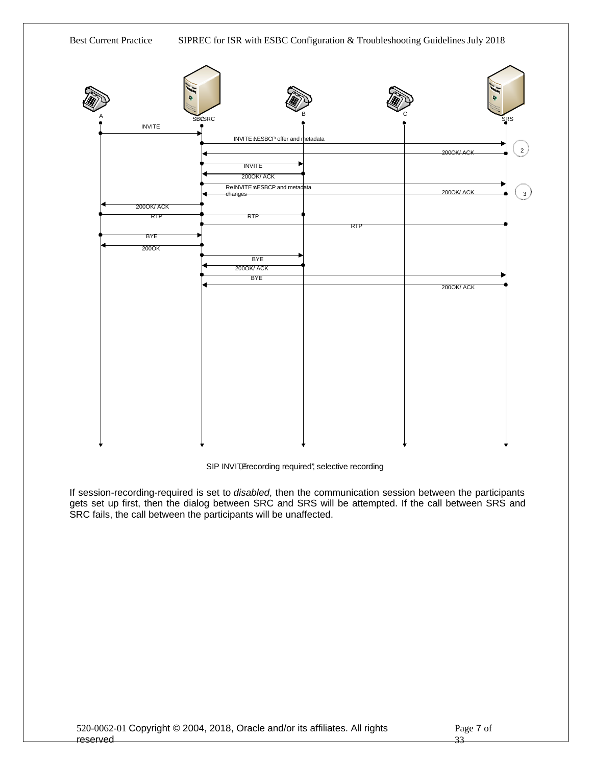A SBC/SRC B C SRS

INVITE

INVITE with SBCP offer and metadata

200OK/ ACK 2

INVITE

200OK/ ACK

ReINVITE with SBCP and metadata changes

200OK/ ACK 3

200OK/ ACK

RTP RTP

RTP

BYE

200OK

BYE

200OK/ ACK

BYE

200OK/ ACK

SIP INVITE, "recording required", selective recording

If session-recording-required is set to *disabled*, then the communication session between the participants gets set up first, then the dialog between SRC and SRS will be attempted. If the call between SRS and SRC fails, the call between the participants will be unaffected.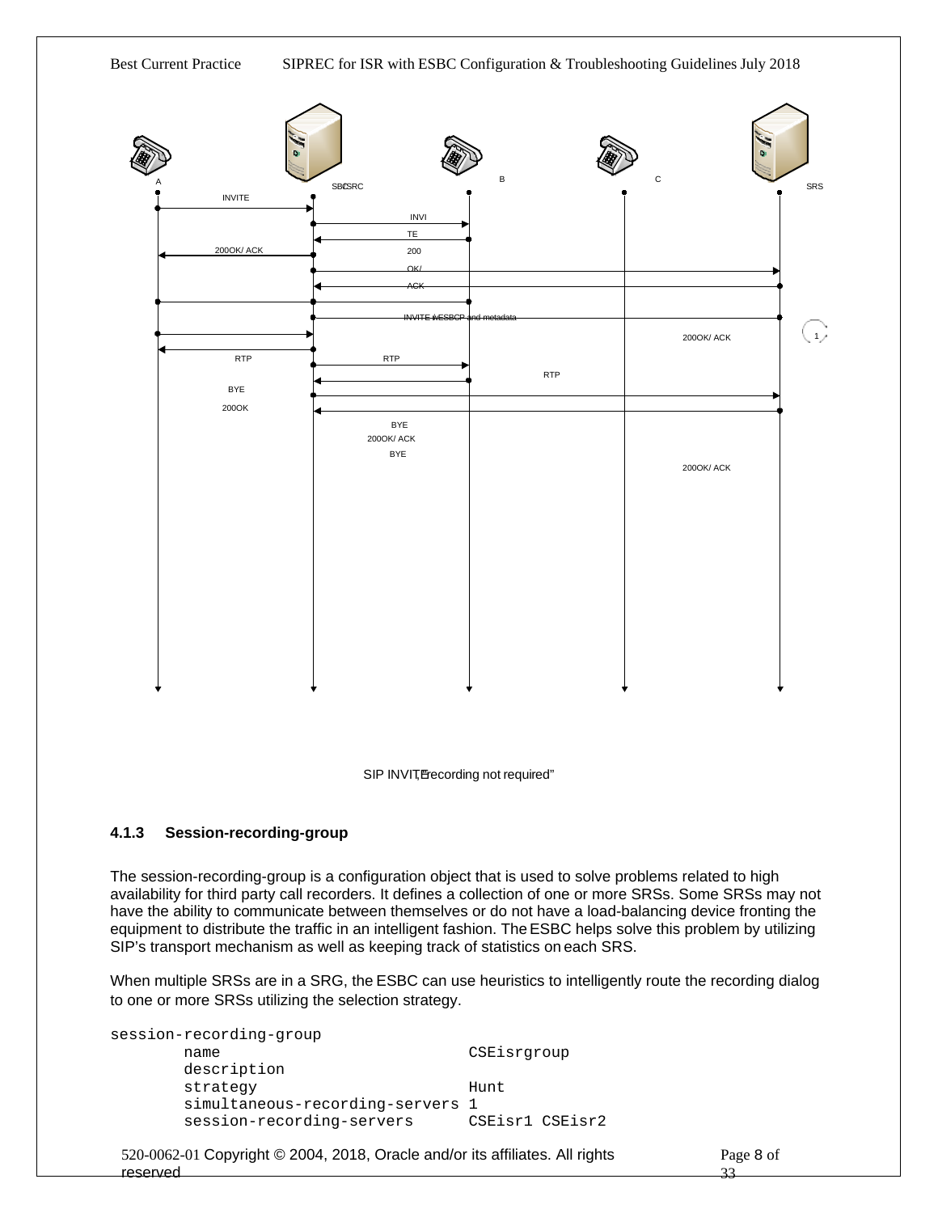A SBC/SRC B C SRS

INVITE

INVITE

200OK/ ACK

200 OK/ ACK

INVITE w/ESBCP and metadata

200OK/ ACK

RTP RTP

RTP

BYE

200OK

BYE

200OK/ ACK

BYE

200OK/ ACK

SIP INVITE, "recording not required"

### 4.1.3 Session-recording-group

The session-recording-group is a configuration object that is used to solve problems related to high availability for third party call recorders. It defines a collection of one or more SRSs. Some SRSs may not have the ability to communicate between themselves or do not have a load-balancing device fronting the equipment to distribute the traffic in an intelligent fashion. The ESBC helps solve this problem by utilizing SIP's transport mechanism as well as keeping track of statistics on each SRS.

When multiple SRSs are in a SRG, the ESBC can use heuristics to intelligently route the recording dialog to one or more SRSs utilizing the selection strategy.

```
session-recording-group
        name                            CSEisrgroup
        description
        strategy                        Hunt
        simultaneous-recording-servers 1
        session-recording-servers      CSEisr1 CSEisr2
```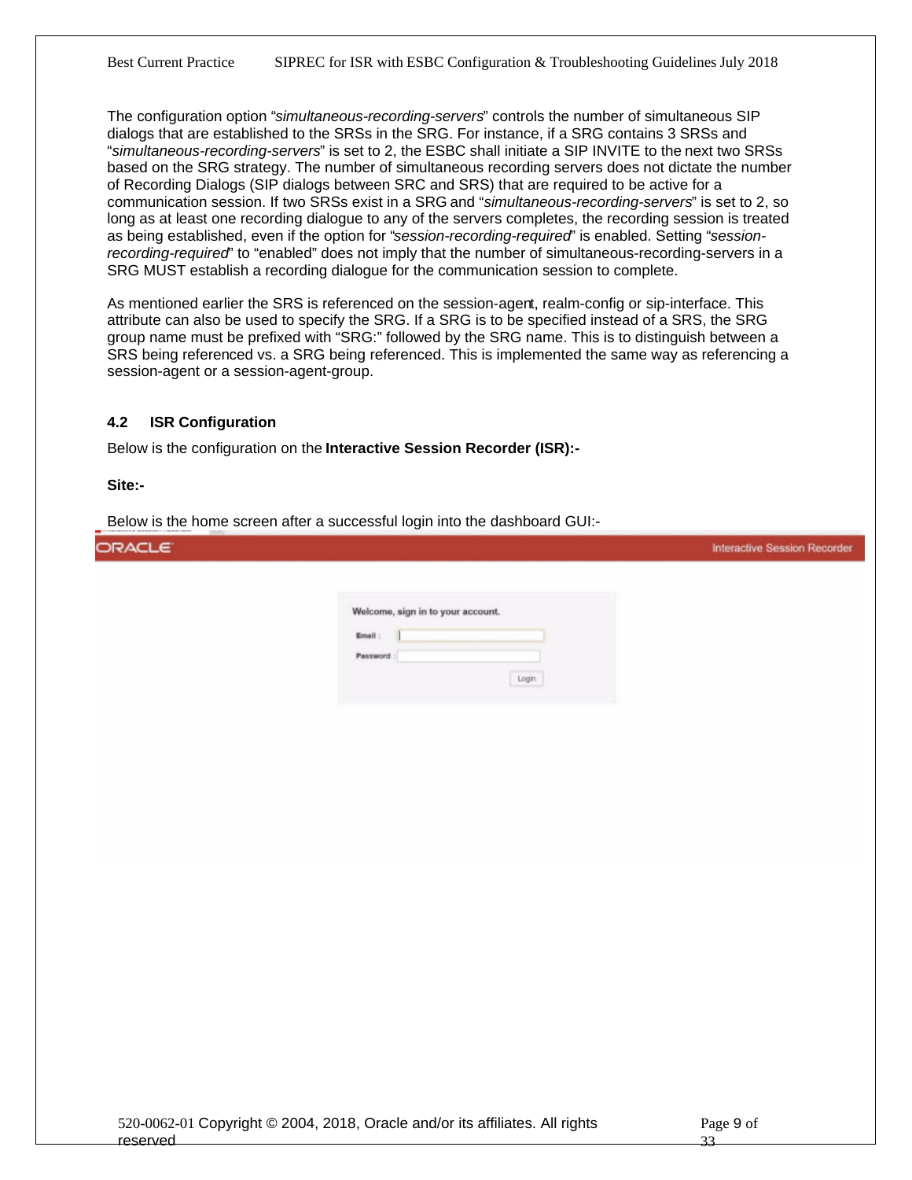The configuration option "*simultaneous-recording-servers*" controls the number of simultaneous SIP dialogs that are established to the SRSs in the SRG. For instance, if a SRG contains 3 SRSs and "*simultaneous-recording-servers*" is set to 2, the ESBC shall initiate a SIP INVITE to the next two SRSs based on the SRG strategy. The number of simultaneous recording servers does not dictate the number of Recording Dialogs (SIP dialogs between SRC and SRS) that are required to be active for a communication session. If two SRSs exist in a SRG and "*simultaneous-recording-servers*" is set to 2, so long as at least one recording dialogue to any of the servers completes, the recording session is treated as being established, even if the option for "*session-recording-required*" is enabled. Setting "*session-recording-required*" to "enabled" does not imply that the number of simultaneous-recording-servers in a SRG MUST establish a recording dialogue for the communication session to complete.

As mentioned earlier the SRS is referenced on the session-agent, realm-config or sip-interface. This attribute can also be used to specify the SRG. If a SRG is to be specified instead of a SRS, the SRG group name must be prefixed with "SRG:" followed by the SRG name. This is to distinguish between a SRS being referenced vs. a SRG being referenced. This is implemented the same way as referencing a session-agent or a session-agent-group.

### 4.2 ISR Configuration

Below is the configuration on the **Interactive Session Recorder (ISR):-**

**Site:-**

Below is the home screen after a successful login into the dashboard GUI:-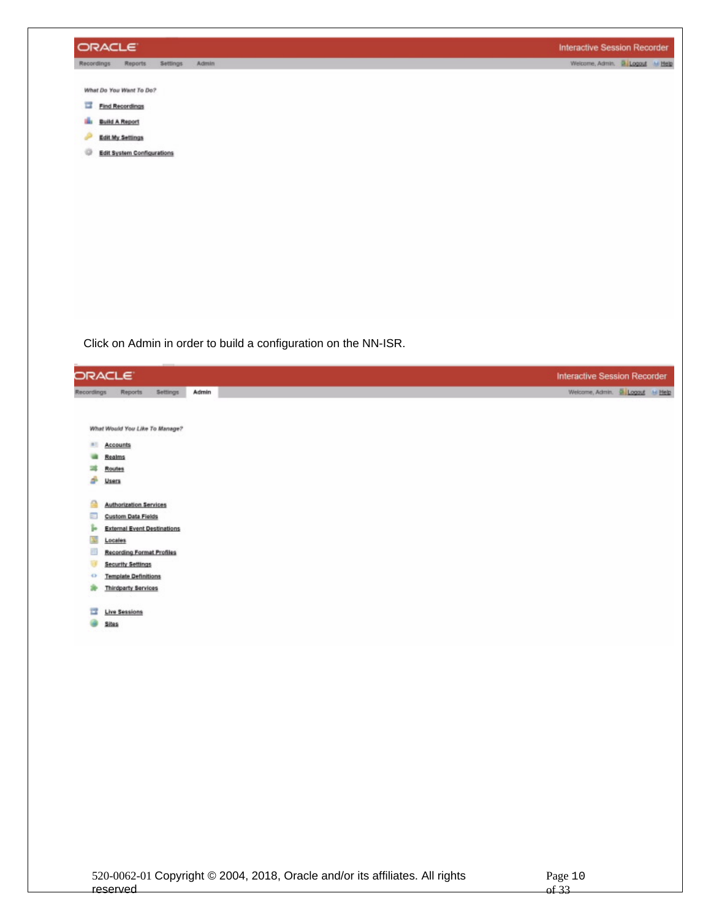Click on Admin in order to build a configuration on the NN-ISR.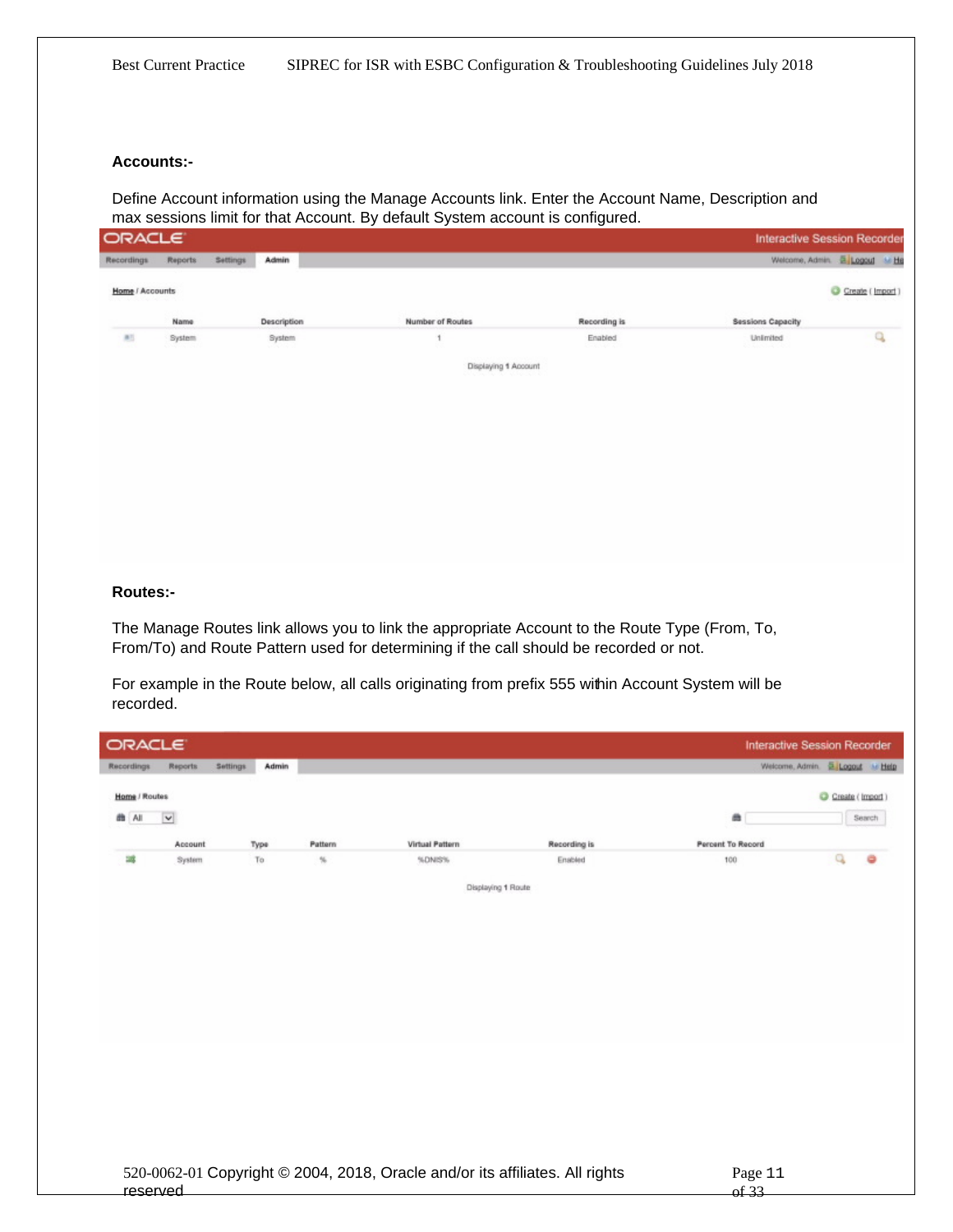**Accounts:-**

Define Account information using the Manage Accounts link. Enter the Account Name, Description and max sessions limit for that Account. By default System account is configured.

ORACLE — Interactive Session Recorder

Recordings | Reports | Settings | Admin — Welcome, Admin. Logout | Help

Home / Accounts — Create ( Import )

| Name | Description | Number of Routes | Recording is | Sessions Capacity |
|---|---|---|---|---|
| System | System | 1 | Enabled | Unlimited |

Displaying 1 Account

**Routes:-**

The Manage Routes link allows you to link the appropriate Account to the Route Type (From, To, From/To) and Route Pattern used for determining if the call should be recorded or not.

For example in the Route below, all calls originating from prefix 555 within Account System will be recorded.

ORACLE — Interactive Session Recorder

Recordings | Reports | Settings | Admin — Welcome, Admin. Logout | Help

Home / Routes — Create ( Import )

All — Search

| Account | Type | Pattern | Virtual Pattern | Recording is | Percent To Record |
|---|---|---|---|---|---|
| System | To | % | %DNIS% | Enabled | 100 |

Displaying 1 Route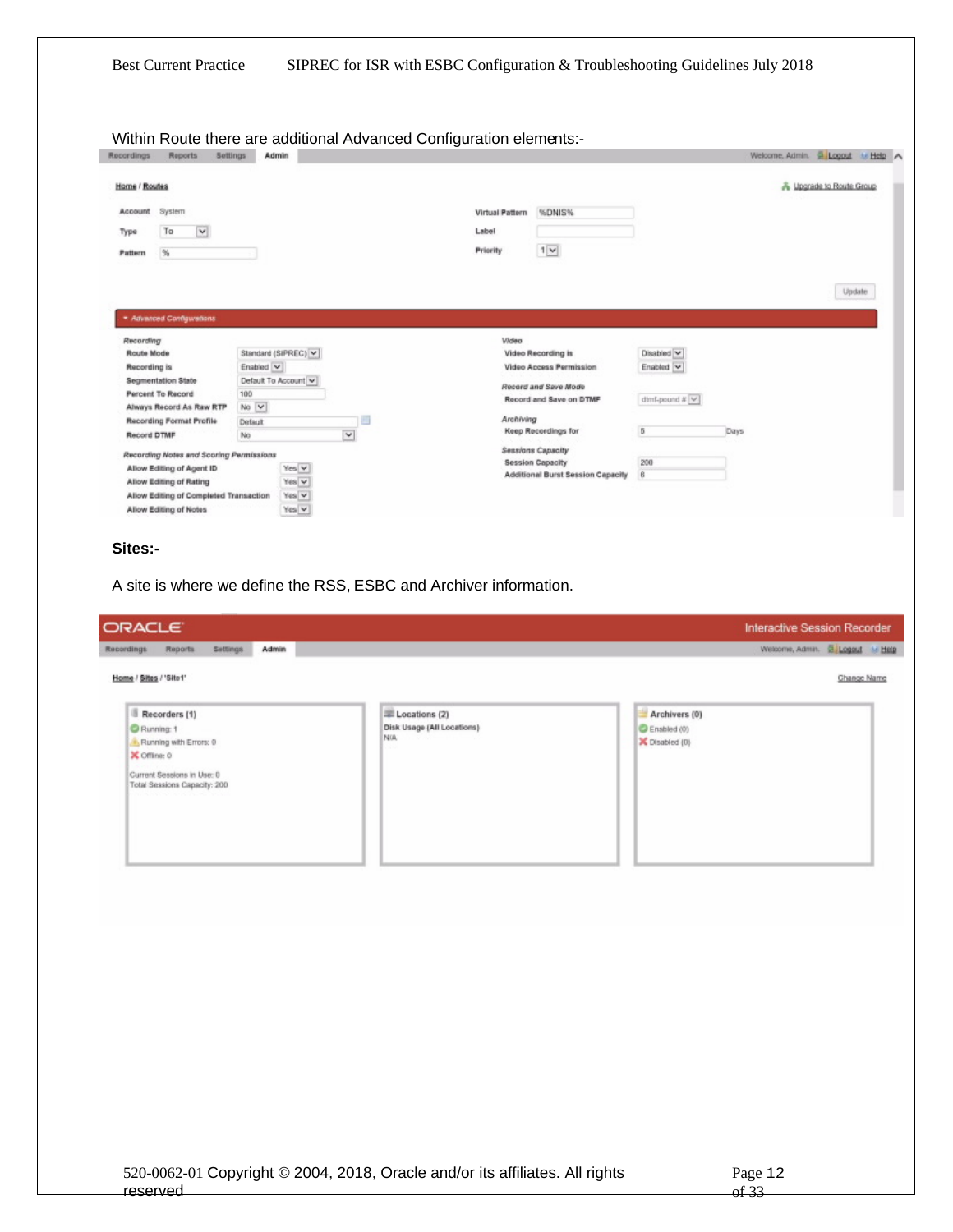Within Route there are additional Advanced Configuration elements:-

Recordings | Reports | Settings | Admin

Home / Routes

Account: System
Type: To
Pattern: %
Virtual Pattern: %DNIS%
Label:
Priority: 1

Update

Advanced Configurations

*Recording*

| Setting | Value |
|---|---|
| Route Mode | Standard (SIPREC) |
| Recording is | Enabled |
| Segmentation State | Default To Account |
| Percent To Record | 100 |
| Always Record As Raw RTP | No |
| Recording Format Profile | Default |
| Record DTMF | No |

*Recording Notes and Scoring Permissions*

| Setting | Value |
|---|---|
| Allow Editing of Agent ID | Yes |
| Allow Editing of Rating | Yes |
| Allow Editing of Completed Transaction | Yes |
| Allow Editing of Notes | Yes |

*Video*

| Setting | Value |
|---|---|
| Video Recording is | Disabled |
| Video Access Permission | Enabled |

*Record and Save Mode*

| Setting | Value |
|---|---|
| Record and Save on DTMF | dtmf-pound # |

*Archiving*

| Setting | Value |
|---|---|
| Keep Recordings for | 5 Days |

*Sessions Capacity*

| Setting | Value |
|---|---|
| Session Capacity | 200 |
| Additional Burst Session Capacity | 6 |

**Sites:-**

A site is where we define the RSS, ESBC and Archiver information.

ORACLE — Interactive Session Recorder

Recordings | Reports | Settings | Admin

Home / Sites / 'Site1' — Change Name

| Recorders (1) | Locations (2) | Archivers (0) |
|---|---|---|
| Running: 1 | Disk Usage (All Locations) | Enabled (0) |
| Running with Errors: 0 | N/A | Disabled (0) |
| Offline: 0 | | |
| Current Sessions in Use: 0 | | |
| Total Sessions Capacity: 200 | | |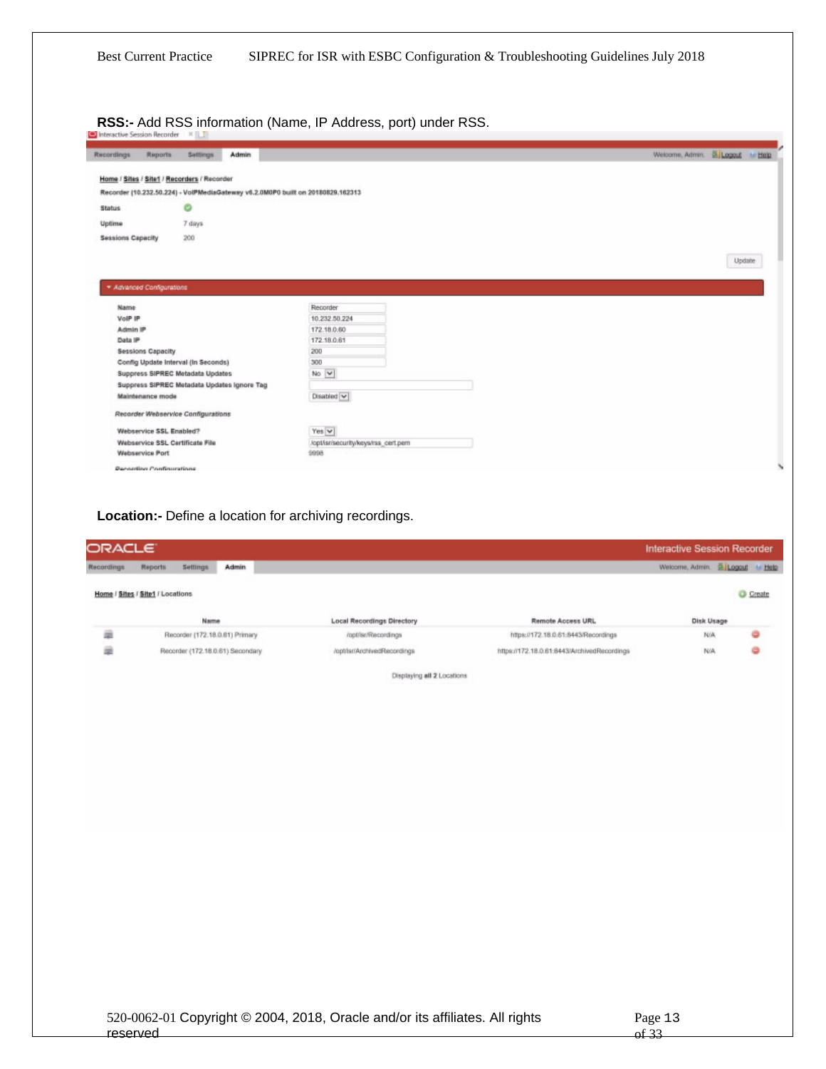**RSS:-** Add RSS information (Name, IP Address, port) under RSS.

Interactive Session Recorder

Recordings | Reports | Settings | Admin

Welcome, Admin. Logout | Help

Home / Sites / Site1 / Recorders / Recorder

Recorder (10.232.50.224) - VoIPMediaGateway v6.2.0M0P0 built on 20180829.162313

| | |
|---|---|
| Status | |
| Uptime | 7 days |
| Sessions Capacity | 200 |

Update

Advanced Configurations

| | |
|---|---|
| Name | Recorder |
| VoIP IP | 10.232.50.224 |
| Admin IP | 172.18.0.60 |
| Data IP | 172.18.0.61 |
| Sessions Capacity | 200 |
| Config Update Interval (In Seconds) | 300 |
| Suppress SIPREC Metadata Updates | No |
| Suppress SIPREC Metadata Updates Ignore Tag | |
| Maintenance mode | Disabled |

*Recorder Webservice Configurations*

| | |
|---|---|
| Webservice SSL Enabled? | Yes |
| Webservice SSL Certificate File | /opt/isr/security/keys/rss_cert.pem |
| Webservice Port | 9998 |

*Recording Configurations*

**Location:-** Define a location for archiving recordings.

ORACLE — Interactive Session Recorder

Recordings | Reports | Settings | Admin

Welcome, Admin. Logout | Help

Home / Sites / Site1 / Locations

Create

| Name | Local Recordings Directory | Remote Access URL | Disk Usage |
|---|---|---|---|
| Recorder (172.18.0.61) Primary | /opt/isr/Recordings | https://172.18.0.61:8443/Recordings | N/A |
| Recorder (172.18.0.61) Secondary | /opt/isr/ArchivedRecordings | https://172.18.0.61:8443/ArchivedRecordings | N/A |

Displaying all 2 Locations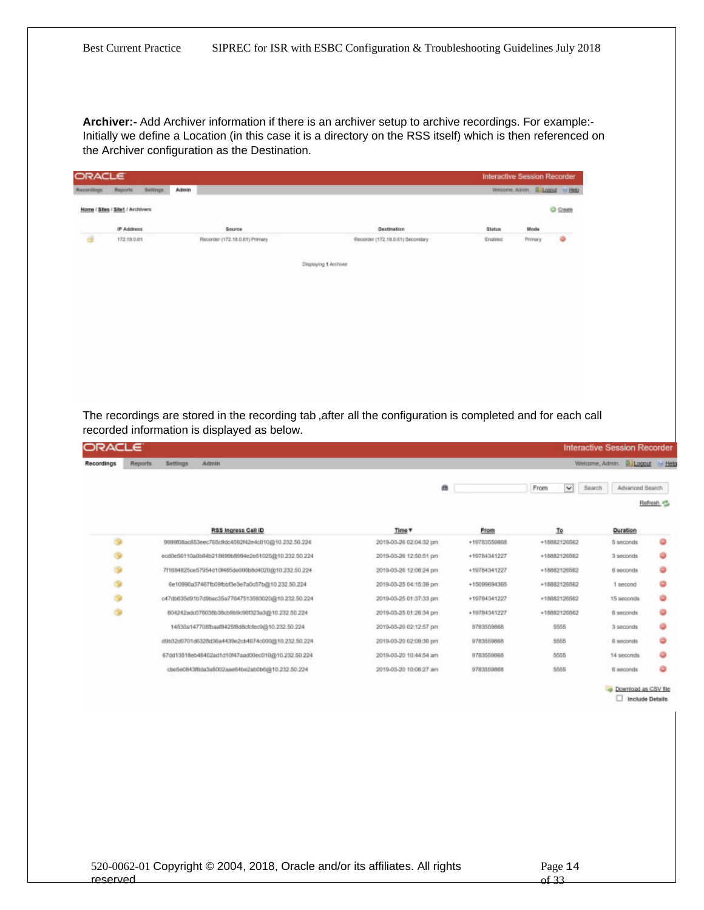**Archiver:-** Add Archiver information if there is an archiver setup to archive recordings. For example:- Initially we define a Location (in this case it is a directory on the RSS itself) which is then referenced on the Archiver configuration as the Destination.

ORACLE — Interactive Session Recorder

Recordings | Reports | Settings | Admin — Welcome, Admin. Logout | Help

Home / Sites / Site1 / Archivers — Create

| | IP Address | Source | Destination | Status | Mode | |
|---|---|---|---|---|---|---|
| | 172.18.0.61 | Recorder (172.18.0.61) Primary | Recorder (172.18.0.61) Secondary | Enabled | Primary | |

Displaying 1 Archiver

The recordings are stored in the recording tab ,after all the configuration is completed and for each call recorded information is displayed as below.

ORACLE — Interactive Session Recorder

Recordings | Reports | Settings | Admin — Welcome, Admin. Logout | Help

From | Search | Advanced Search

Refresh

| | RSS Ingress Call ID | Time | From | To | Duration | |
|---|---|---|---|---|---|---|
| | 9999f08ac853eec765c9dc4592f42e4c010@10.232.50.224 | 2019-03-26 02:04:32 pm | +19783559868 | +18882126562 | 5 seconds | |
| | ecd0e56110a0b84b218699b8994e2e51020@10.232.50.224 | 2019-03-26 12:50:51 pm | +19784341227 | +18882126562 | 3 seconds | |
| | 7f1684825ce57954d10f485de006b6d4020@10.232.50.224 | 2019-03-26 12:06:24 pm | +19784341227 | +18882126562 | 6 seconds | |
| | 6e10990a37467fb09fbbf3e3e7a0c57b@10.232.50.224 | 2019-03-25 04:15:38 pm | +15099694365 | +18882126562 | 1 second | |
| | c47db635d91b7d9bac35a77647513593020@10.232.50.224 | 2019-03-25 01:37:33 pm | +19784341227 | +18882126562 | 15 seconds | |
| | 604242adc07603fb38cb9b9c96f323a3@10.232.50.224 | 2019-03-25 01:26:34 pm | +19784341227 | +18882126562 | 6 seconds | |
| | 14530a147708fbaaf8425f8d8cfcfec9@10.232.50.224 | 2019-03-20 02:12:57 pm | 9783559868 | 5555 | 3 seconds | |
| | d9b32d0701d6328d36a4439e2cb4074c000@10.232.50.224 | 2019-03-20 02:09:30 pm | 9783559868 | 5555 | 6 seconds | |
| | 67dd13518eb48402ad1d10f47aad00ec010@10.232.50.224 | 2019-03-20 10:44:54 am | 9783559868 | 5555 | 14 seconds | |
| | cbe5e0843f6da3a5002aae64be2ab0b6@10.232.50.224 | 2019-03-20 10:06:27 am | 9783559868 | 5555 | 6 seconds | |

Download as CSV file

Include Details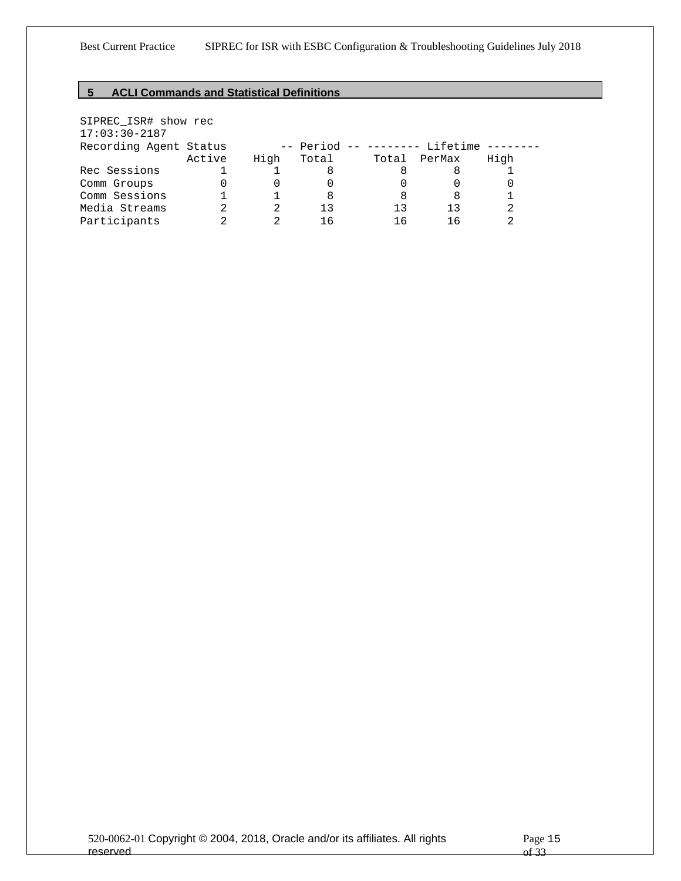# 5 ACLI Commands and Statistical Definitions

```
SIPREC_ISR# show rec
17:03:30-2187
Recording Agent Status        -- Period -- -------- Lifetime --------
                Active    High   Total      Total  PerMax    High
Rec Sessions         1       1       8          8       8       1
Comm Groups          0       0       0          0       0       0
Comm Sessions        1       1       8          8       8       1
Media Streams        2       2      13         13      13       2
Participants         2       2      16         16      16       2
```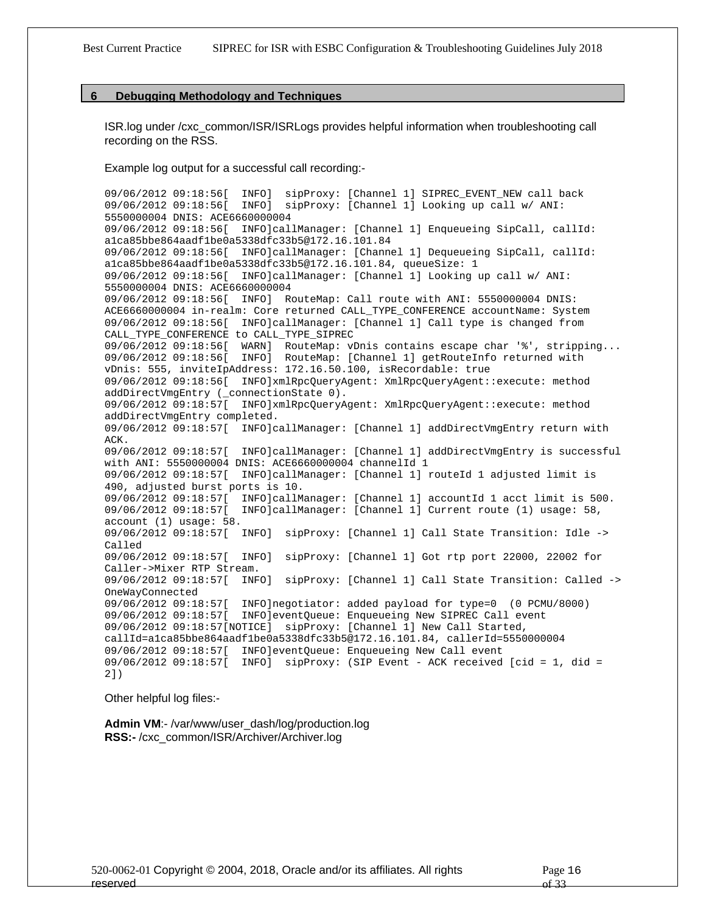# 6 Debugging Methodology and Techniques

ISR.log under /cxc_common/ISR/ISRLogs provides helpful information when troubleshooting call recording on the RSS.

Example log output for a successful call recording:-

```
09/06/2012 09:18:56[  INFO]  sipProxy: [Channel 1] SIPREC_EVENT_NEW call back
09/06/2012 09:18:56[  INFO]  sipProxy: [Channel 1] Looking up call w/ ANI:
5550000004 DNIS: ACE6660000004
09/06/2012 09:18:56[  INFO]callManager: [Channel 1] Enqueueing SipCall, callId:
a1ca85bbe864aadf1be0a5338dfc33b5@172.16.101.84
09/06/2012 09:18:56[  INFO]callManager: [Channel 1] Dequeueing SipCall, callId:
a1ca85bbe864aadf1be0a5338dfc33b5@172.16.101.84, queueSize: 1
09/06/2012 09:18:56[  INFO]callManager: [Channel 1] Looking up call w/ ANI:
5550000004 DNIS: ACE6660000004
09/06/2012 09:18:56[  INFO]  RouteMap: Call route with ANI: 5550000004 DNIS:
ACE6660000004 in-realm: Core returned CALL_TYPE_CONFERENCE accountName: System
09/06/2012 09:18:56[  INFO]callManager: [Channel 1] Call type is changed from
CALL_TYPE_CONFERENCE to CALL_TYPE_SIPREC
09/06/2012 09:18:56[  WARN]  RouteMap: vDnis contains escape char '%', stripping...
09/06/2012 09:18:56[  INFO]  RouteMap: [Channel 1] getRouteInfo returned with
vDnis: 555, inviteIpAddress: 172.16.50.100, isRecordable: true
09/06/2012 09:18:56[  INFO]xmlRpcQueryAgent: XmlRpcQueryAgent::execute: method
addDirectVmgEntry (_connectionState 0).
09/06/2012 09:18:57[  INFO]xmlRpcQueryAgent: XmlRpcQueryAgent::execute: method
addDirectVmgEntry completed.
09/06/2012 09:18:57[  INFO]callManager: [Channel 1] addDirectVmgEntry return with
ACK.
09/06/2012 09:18:57[  INFO]callManager: [Channel 1] addDirectVmgEntry is successful
with ANI: 5550000004 DNIS: ACE6660000004 channelId 1
09/06/2012 09:18:57[  INFO]callManager: [Channel 1] routeId 1 adjusted limit is
490, adjusted burst ports is 10.
09/06/2012 09:18:57[  INFO]callManager: [Channel 1] accountId 1 acct limit is 500.
09/06/2012 09:18:57[  INFO]callManager: [Channel 1] Current route (1) usage: 58,
account (1) usage: 58.
09/06/2012 09:18:57[  INFO]  sipProxy: [Channel 1] Call State Transition: Idle ->
Called
09/06/2012 09:18:57[  INFO]  sipProxy: [Channel 1] Got rtp port 22000, 22002 for
Caller->Mixer RTP Stream.
09/06/2012 09:18:57[  INFO]  sipProxy: [Channel 1] Call State Transition: Called ->
OneWayConnected
09/06/2012 09:18:57[  INFO]negotiator: added payload for type=0  (0 PCMU/8000)
09/06/2012 09:18:57[  INFO]eventQueue: Enqueueing New SIPREC Call event
09/06/2012 09:18:57[NOTICE]  sipProxy: [Channel 1] New Call Started,
callId=a1ca85bbe864aadf1be0a5338dfc33b5@172.16.101.84, callerId=5550000004
09/06/2012 09:18:57[  INFO]eventQueue: Enqueueing New Call event
09/06/2012 09:18:57[  INFO]  sipProxy: (SIP Event - ACK received [cid = 1, did =
2])
```

Other helpful log files:-

**Admin VM**:- /var/www/user_dash/log/production.log
**RSS:-** /cxc_common/ISR/Archiver/Archiver.log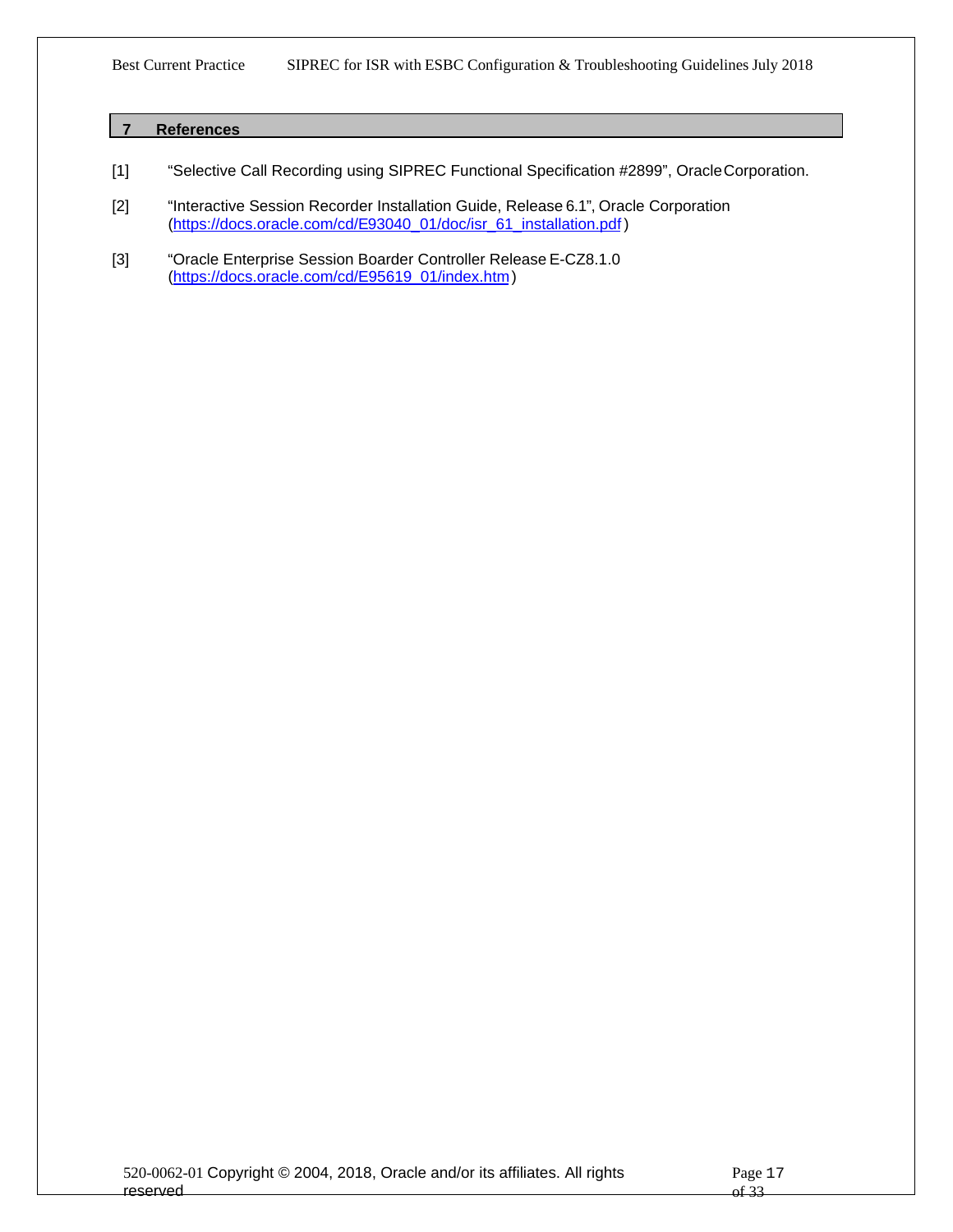## 7 References

[1] "Selective Call Recording using SIPREC Functional Specification #2899", Oracle Corporation.

[2] "Interactive Session Recorder Installation Guide, Release 6.1", Oracle Corporation (https://docs.oracle.com/cd/E93040_01/doc/isr_61_installation.pdf)

[3] "Oracle Enterprise Session Boarder Controller Release E-CZ8.1.0 (https://docs.oracle.com/cd/E95619_01/index.htm)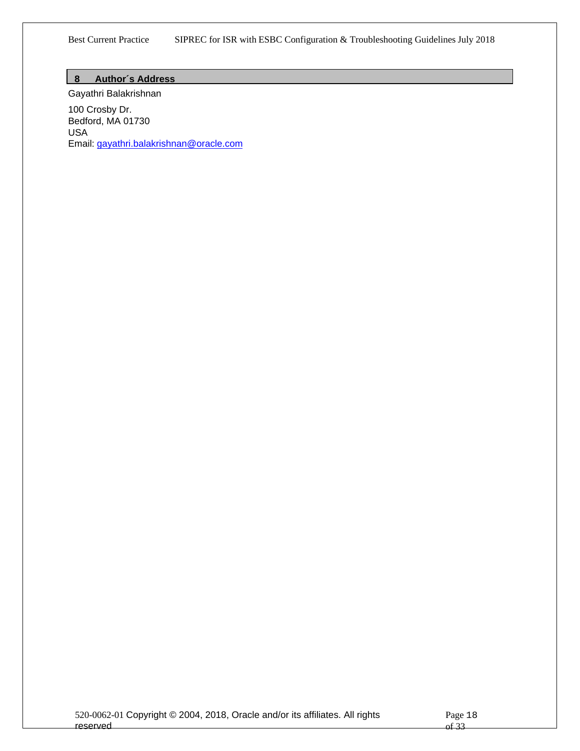# 8 Author´s Address

Gayathri Balakrishnan

100 Crosby Dr.
Bedford, MA 01730
USA
Email: gayathri.balakrishnan@oracle.com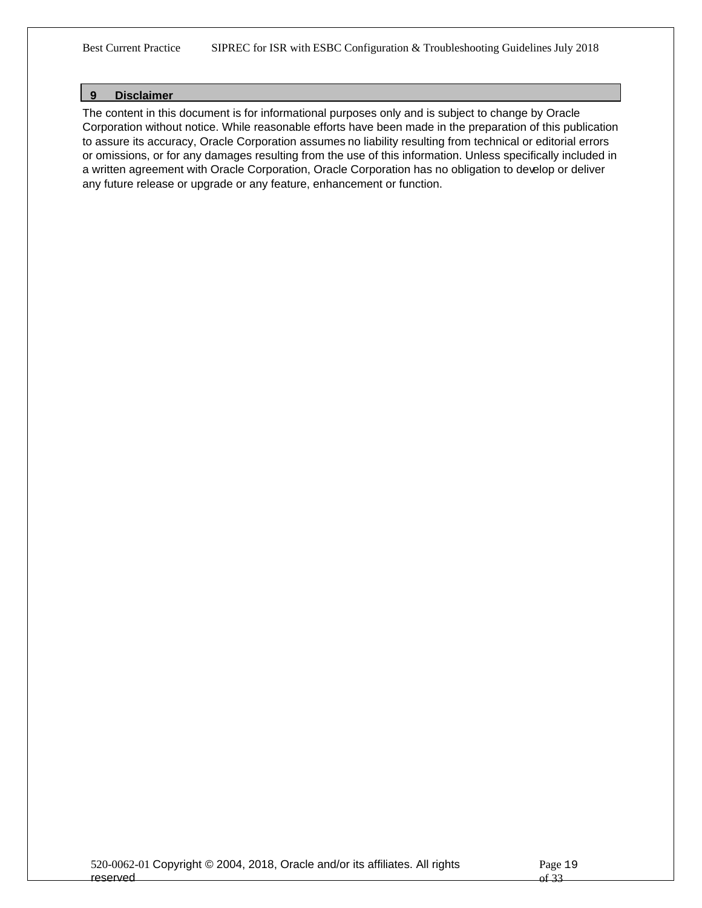## 9 Disclaimer

The content in this document is for informational purposes only and is subject to change by Oracle Corporation without notice. While reasonable efforts have been made in the preparation of this publication to assure its accuracy, Oracle Corporation assumes no liability resulting from technical or editorial errors or omissions, or for any damages resulting from the use of this information. Unless specifically included in a written agreement with Oracle Corporation, Oracle Corporation has no obligation to develop or deliver any future release or upgrade or any feature, enhancement or function.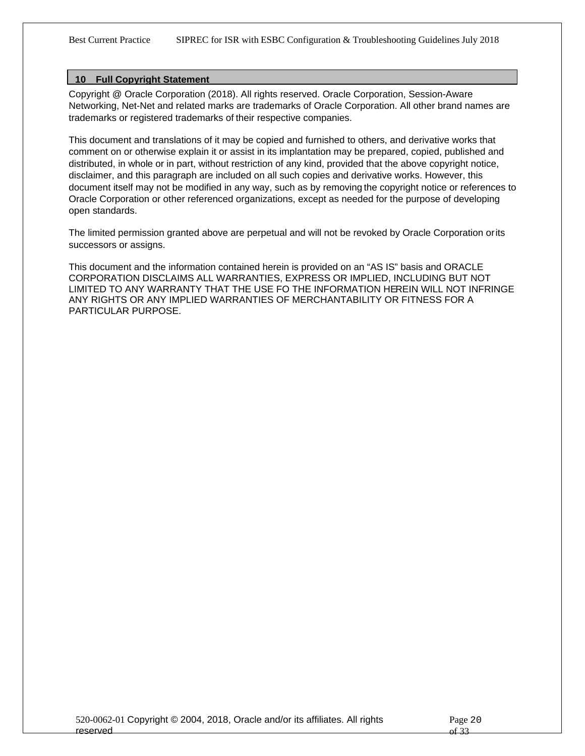## 10 Full Copyright Statement

Copyright @ Oracle Corporation (2018). All rights reserved. Oracle Corporation, Session-Aware Networking, Net-Net and related marks are trademarks of Oracle Corporation. All other brand names are trademarks or registered trademarks of their respective companies.

This document and translations of it may be copied and furnished to others, and derivative works that comment on or otherwise explain it or assist in its implantation may be prepared, copied, published and distributed, in whole or in part, without restriction of any kind, provided that the above copyright notice, disclaimer, and this paragraph are included on all such copies and derivative works. However, this document itself may not be modified in any way, such as by removing the copyright notice or references to Oracle Corporation or other referenced organizations, except as needed for the purpose of developing open standards.

The limited permission granted above are perpetual and will not be revoked by Oracle Corporation or its successors or assigns.

This document and the information contained herein is provided on an "AS IS" basis and ORACLE CORPORATION DISCLAIMS ALL WARRANTIES, EXPRESS OR IMPLIED, INCLUDING BUT NOT LIMITED TO ANY WARRANTY THAT THE USE FO THE INFORMATION HEREIN WILL NOT INFRINGE ANY RIGHTS OR ANY IMPLIED WARRANTIES OF MERCHANTABILITY OR FITNESS FOR A PARTICULAR PURPOSE.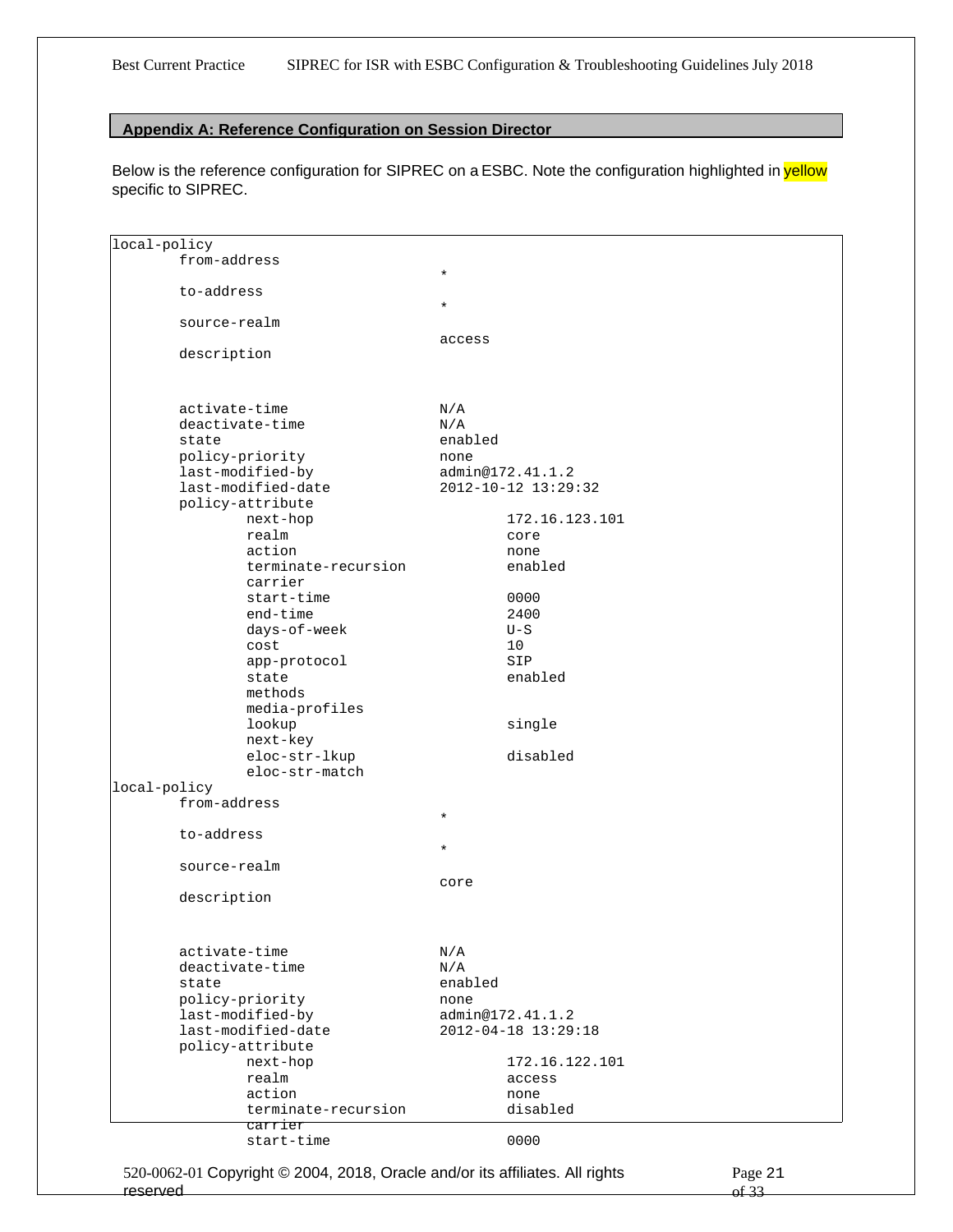## Appendix A: Reference Configuration on Session Director

Below is the reference configuration for SIPREC on a ESBC. Note the configuration highlighted in yellow specific to SIPREC.

```
local-policy
        from-address
                                       *
        to-address
                                       *
        source-realm
                                       access
        description


        activate-time                  N/A
        deactivate-time                N/A
        state                          enabled
        policy-priority                none
        last-modified-by               admin@172.41.1.2
        last-modified-date             2012-10-12 13:29:32
        policy-attribute
                next-hop                       172.16.123.101
                realm                          core
                action                         none
                terminate-recursion            enabled
                carrier
                start-time                     0000
                end-time                       2400
                days-of-week                   U-S
                cost                           10
                app-protocol                   SIP
                state                          enabled
                methods
                media-profiles
                lookup                         single
                next-key
                eloc-str-lkup                  disabled
                eloc-str-match
local-policy
        from-address
                                       *
        to-address
                                       *
        source-realm
                                       core
        description


        activate-time                  N/A
        deactivate-time                N/A
        state                          enabled
        policy-priority                none
        last-modified-by               admin@172.41.1.2
        last-modified-date             2012-04-18 13:29:18
        policy-attribute
                next-hop                       172.16.122.101
                realm                          access
                action                         none
                terminate-recursion            disabled
                carrier
                start-time                     0000
```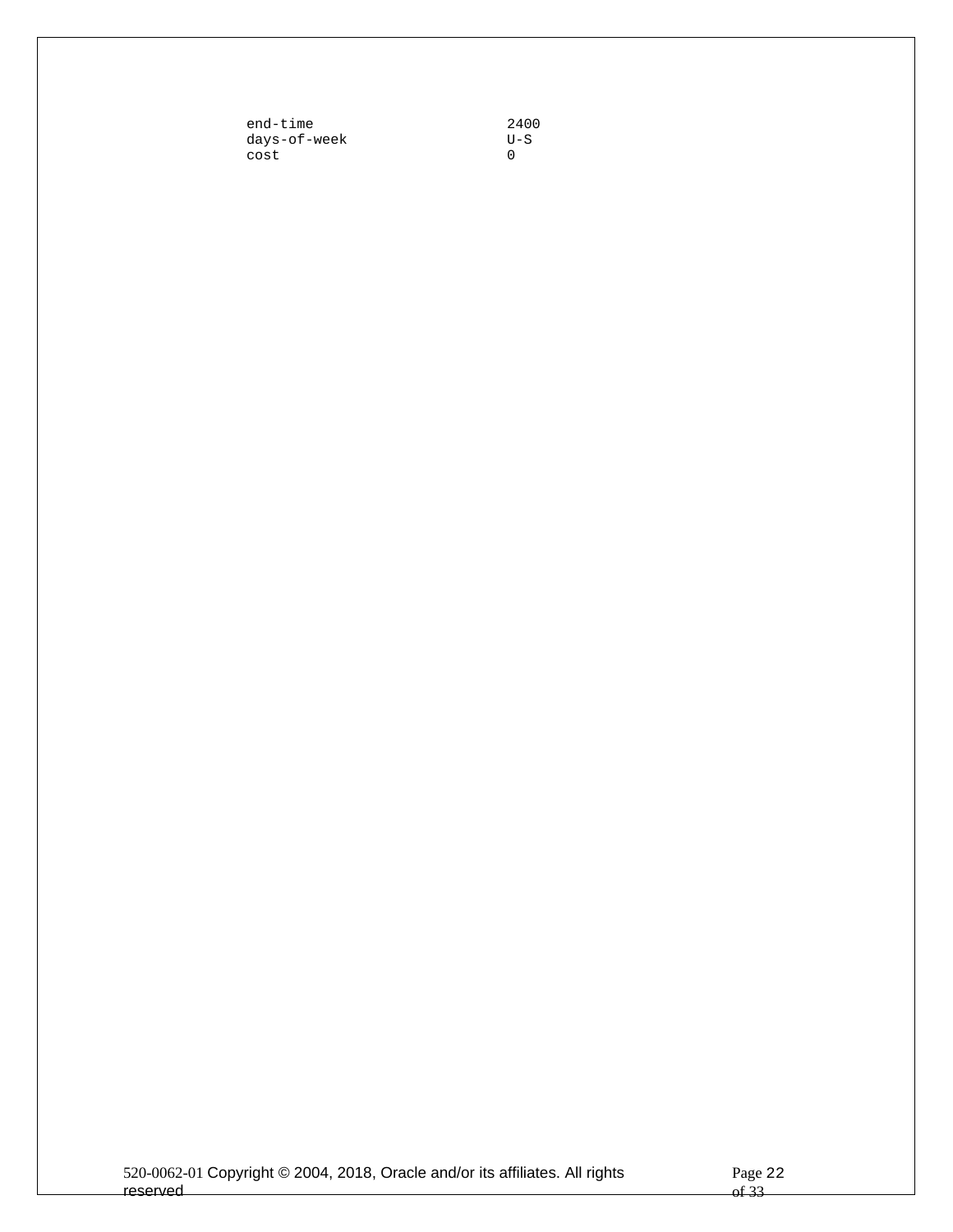```
end-time                        2400
days-of-week                    U-S
cost                            0
```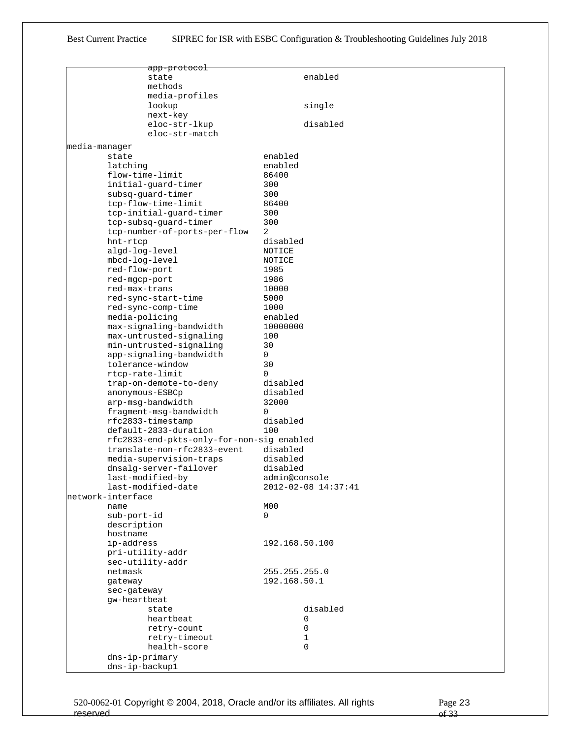```
                app-protocol
                state                           enabled
                methods
                media-profiles
                lookup                          single
                next-key
                eloc-str-lkup                   disabled
                eloc-str-match
media-manager
        state                           enabled
        latching                        enabled
        flow-time-limit                 86400
        initial-guard-timer             300
        subsq-guard-timer               300
        tcp-flow-time-limit             86400
        tcp-initial-guard-timer         300
        tcp-subsq-guard-timer           300
        tcp-number-of-ports-per-flow    2
        hnt-rtcp                        disabled
        algd-log-level                  NOTICE
        mbcd-log-level                  NOTICE
        red-flow-port                   1985
        red-mgcp-port                   1986
        red-max-trans                   10000
        red-sync-start-time             5000
        red-sync-comp-time              1000
        media-policing                  enabled
        max-signaling-bandwidth         10000000
        max-untrusted-signaling         100
        min-untrusted-signaling         30
        app-signaling-bandwidth         0
        tolerance-window                30
        rtcp-rate-limit                 0
        trap-on-demote-to-deny          disabled
        anonymous-ESBCp                 disabled
        arp-msg-bandwidth               32000
        fragment-msg-bandwidth          0
        rfc2833-timestamp               disabled
        default-2833-duration           100
        rfc2833-end-pkts-only-for-non-sig enabled
        translate-non-rfc2833-event     disabled
        media-supervision-traps         disabled
        dnsalg-server-failover          disabled
        last-modified-by                admin@console
        last-modified-date              2012-02-08 14:37:41
network-interface
        name                            M00
        sub-port-id                     0
        description
        hostname
        ip-address                      192.168.50.100
        pri-utility-addr
        sec-utility-addr
        netmask                         255.255.255.0
        gateway                         192.168.50.1
        sec-gateway
        gw-heartbeat
                state                           disabled
                heartbeat                       0
                retry-count                     0
                retry-timeout                   1
                health-score                    0
        dns-ip-primary
        dns-ip-backup1
```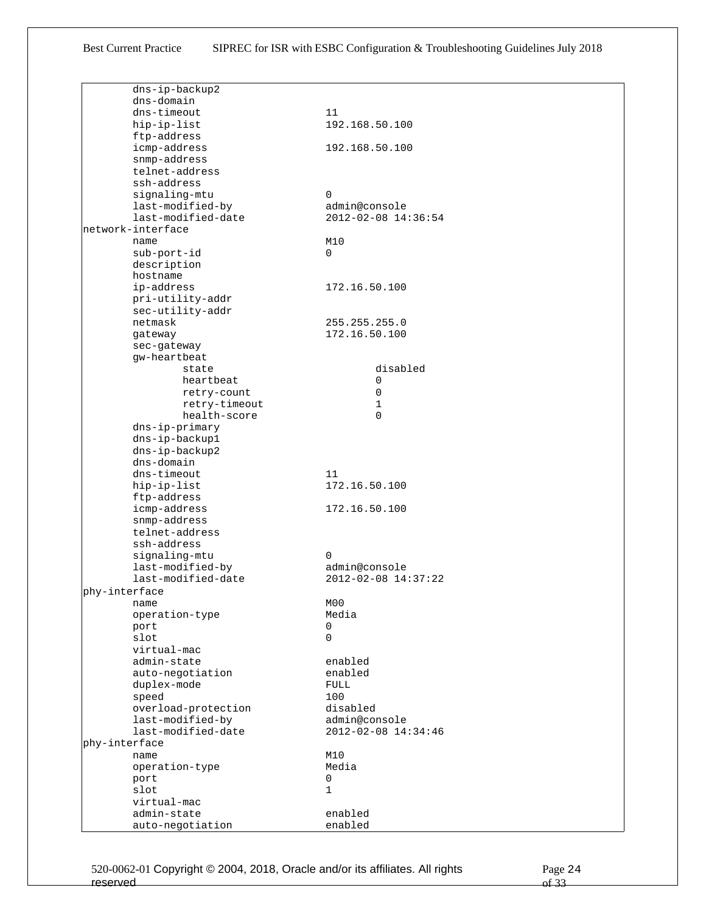```
        dns-ip-backup2
        dns-domain
        dns-timeout                    11
        hip-ip-list                    192.168.50.100
        ftp-address
        icmp-address                   192.168.50.100
        snmp-address
        telnet-address
        ssh-address
        signaling-mtu                  0
        last-modified-by               admin@console
        last-modified-date             2012-02-08 14:36:54
network-interface
        name                           M10
        sub-port-id                    0
        description
        hostname
        ip-address                     172.16.50.100
        pri-utility-addr
        sec-utility-addr
        netmask                        255.255.255.0
        gateway                        172.16.50.100
        sec-gateway
        gw-heartbeat
                state                          disabled
                heartbeat                      0
                retry-count                    0
                retry-timeout                  1
                health-score                   0
        dns-ip-primary
        dns-ip-backup1
        dns-ip-backup2
        dns-domain
        dns-timeout                    11
        hip-ip-list                    172.16.50.100
        ftp-address
        icmp-address                   172.16.50.100
        snmp-address
        telnet-address
        ssh-address
        signaling-mtu                  0
        last-modified-by               admin@console
        last-modified-date             2012-02-08 14:37:22
phy-interface
        name                           M00
        operation-type                 Media
        port                           0
        slot                           0
        virtual-mac
        admin-state                    enabled
        auto-negotiation               enabled
        duplex-mode                    FULL
        speed                          100
        overload-protection            disabled
        last-modified-by               admin@console
        last-modified-date             2012-02-08 14:34:46
phy-interface
        name                           M10
        operation-type                 Media
        port                           0
        slot                           1
        virtual-mac
        admin-state                    enabled
        auto-negotiation               enabled
```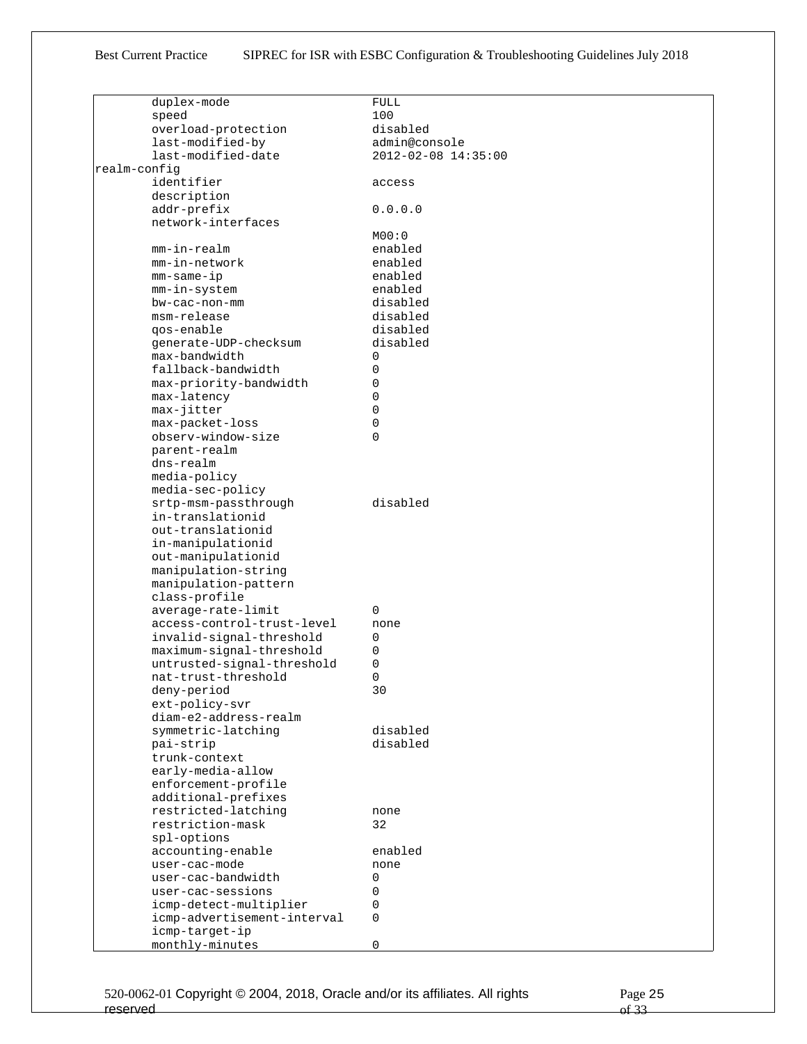```
        duplex-mode                    FULL
        speed                          100
        overload-protection            disabled
        last-modified-by               admin@console
        last-modified-date             2012-02-08 14:35:00
realm-config
        identifier                     access
        description
        addr-prefix                    0.0.0.0
        network-interfaces
                                       M00:0
        mm-in-realm                    enabled
        mm-in-network                  enabled
        mm-same-ip                     enabled
        mm-in-system                   enabled
        bw-cac-non-mm                  disabled
        msm-release                    disabled
        qos-enable                     disabled
        generate-UDP-checksum          disabled
        max-bandwidth                  0
        fallback-bandwidth             0
        max-priority-bandwidth         0
        max-latency                    0
        max-jitter                     0
        max-packet-loss                0
        observ-window-size             0
        parent-realm
        dns-realm
        media-policy
        media-sec-policy
        srtp-msm-passthrough           disabled
        in-translationid
        out-translationid
        in-manipulationid
        out-manipulationid
        manipulation-string
        manipulation-pattern
        class-profile
        average-rate-limit             0
        access-control-trust-level     none
        invalid-signal-threshold       0
        maximum-signal-threshold       0
        untrusted-signal-threshold     0
        nat-trust-threshold            0
        deny-period                    30
        ext-policy-svr
        diam-e2-address-realm
        symmetric-latching             disabled
        pai-strip                      disabled
        trunk-context
        early-media-allow
        enforcement-profile
        additional-prefixes
        restricted-latching            none
        restriction-mask               32
        spl-options
        accounting-enable              enabled
        user-cac-mode                  none
        user-cac-bandwidth             0
        user-cac-sessions              0
        icmp-detect-multiplier         0
        icmp-advertisement-interval    0
        icmp-target-ip
        monthly-minutes                0
```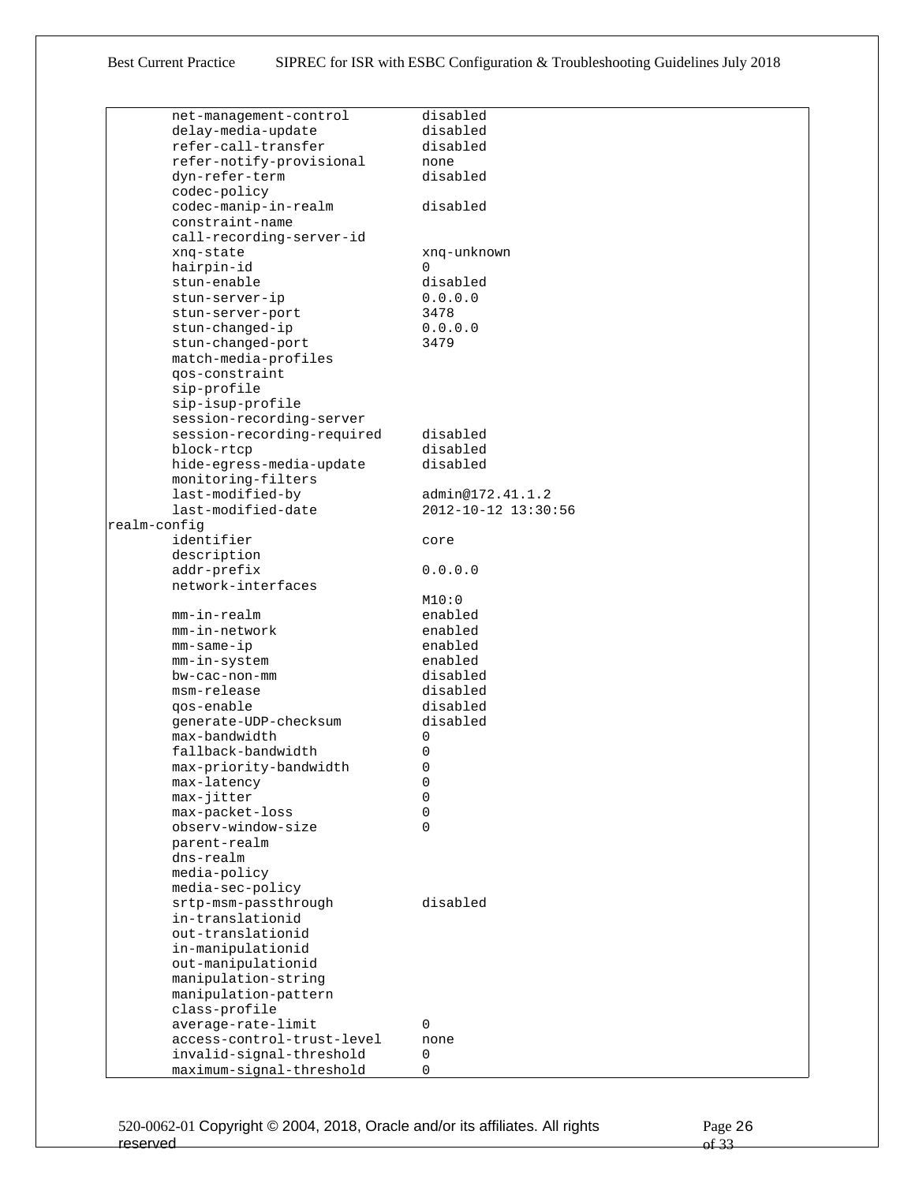```
        net-management-control          disabled
        delay-media-update              disabled
        refer-call-transfer             disabled
        refer-notify-provisional        none
        dyn-refer-term                  disabled
        codec-policy
        codec-manip-in-realm            disabled
        constraint-name
        call-recording-server-id
        xnq-state                       xnq-unknown
        hairpin-id                      0
        stun-enable                     disabled
        stun-server-ip                  0.0.0.0
        stun-server-port                3478
        stun-changed-ip                 0.0.0.0
        stun-changed-port               3479
        match-media-profiles
        qos-constraint
        sip-profile
        sip-isup-profile
        session-recording-server
        session-recording-required      disabled
        block-rtcp                      disabled
        hide-egress-media-update        disabled
        monitoring-filters
        last-modified-by                admin@172.41.1.2
        last-modified-date              2012-10-12 13:30:56
realm-config
        identifier                      core
        description
        addr-prefix                     0.0.0.0
        network-interfaces
                                        M10:0
        mm-in-realm                     enabled
        mm-in-network                   enabled
        mm-same-ip                      enabled
        mm-in-system                    enabled
        bw-cac-non-mm                   disabled
        msm-release                     disabled
        qos-enable                      disabled
        generate-UDP-checksum           disabled
        max-bandwidth                   0
        fallback-bandwidth              0
        max-priority-bandwidth          0
        max-latency                     0
        max-jitter                      0
        max-packet-loss                 0
        observ-window-size              0
        parent-realm
        dns-realm
        media-policy
        media-sec-policy
        srtp-msm-passthrough            disabled
        in-translationid
        out-translationid
        in-manipulationid
        out-manipulationid
        manipulation-string
        manipulation-pattern
        class-profile
        average-rate-limit              0
        access-control-trust-level      none
        invalid-signal-threshold        0
        maximum-signal-threshold        0
```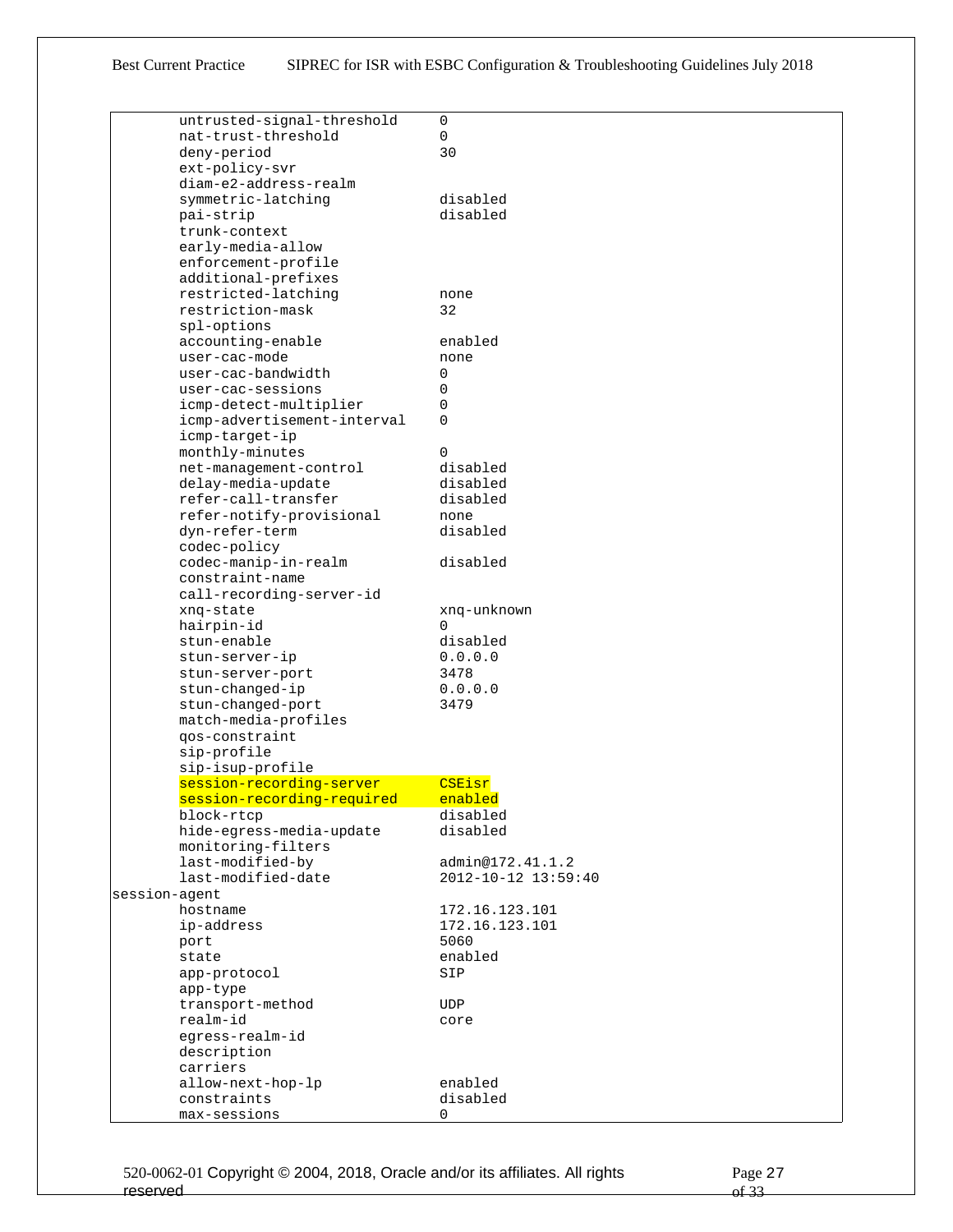```
        untrusted-signal-threshold      0
        nat-trust-threshold             0
        deny-period                     30
        ext-policy-svr
        diam-e2-address-realm
        symmetric-latching              disabled
        pai-strip                       disabled
        trunk-context
        early-media-allow
        enforcement-profile
        additional-prefixes
        restricted-latching             none
        restriction-mask                32
        spl-options
        accounting-enable               enabled
        user-cac-mode                   none
        user-cac-bandwidth              0
        user-cac-sessions               0
        icmp-detect-multiplier          0
        icmp-advertisement-interval     0
        icmp-target-ip
        monthly-minutes                 0
        net-management-control          disabled
        delay-media-update              disabled
        refer-call-transfer             disabled
        refer-notify-provisional        none
        dyn-refer-term                  disabled
        codec-policy
        codec-manip-in-realm            disabled
        constraint-name
        call-recording-server-id
        xnq-state                       xnq-unknown
        hairpin-id                      0
        stun-enable                     disabled
        stun-server-ip                  0.0.0.0
        stun-server-port                3478
        stun-changed-ip                 0.0.0.0
        stun-changed-port               3479
        match-media-profiles
        qos-constraint
        sip-profile
        sip-isup-profile
        session-recording-server        CSEisr
        session-recording-required      enabled
        block-rtcp                      disabled
        hide-egress-media-update        disabled
        monitoring-filters
        last-modified-by                admin@172.41.1.2
        last-modified-date              2012-10-12 13:59:40
session-agent
        hostname                        172.16.123.101
        ip-address                      172.16.123.101
        port                            5060
        state                           enabled
        app-protocol                    SIP
        app-type
        transport-method                UDP
        realm-id                        core
        egress-realm-id
        description
        carriers
        allow-next-hop-lp               enabled
        constraints                     disabled
        max-sessions                    0
```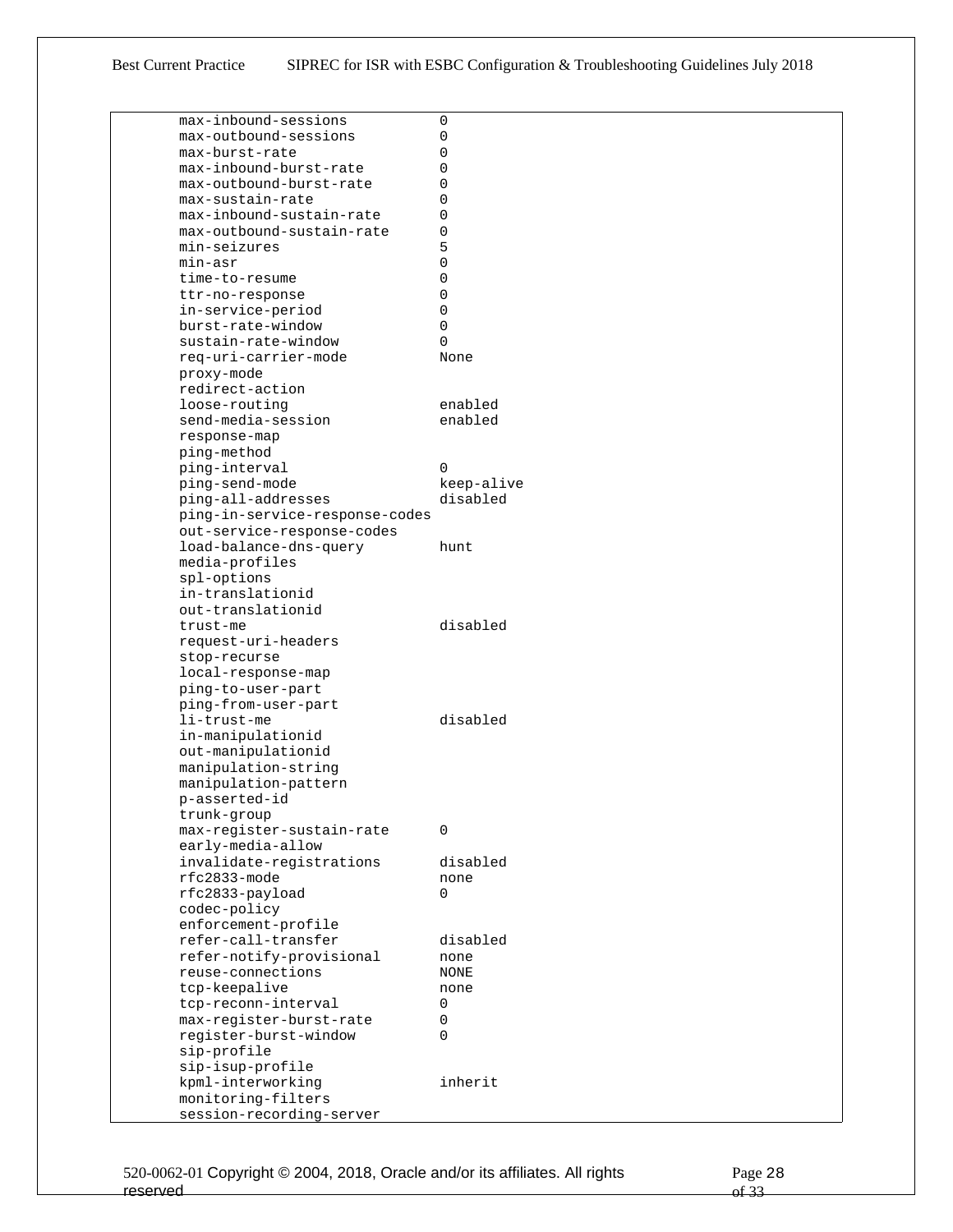```
        max-inbound-sessions           0
        max-outbound-sessions          0
        max-burst-rate                 0
        max-inbound-burst-rate         0
        max-outbound-burst-rate        0
        max-sustain-rate               0
        max-inbound-sustain-rate       0
        max-outbound-sustain-rate      0
        min-seizures                   5
        min-asr                        0
        time-to-resume                 0
        ttr-no-response                0
        in-service-period              0
        burst-rate-window              0
        sustain-rate-window            0
        req-uri-carrier-mode           None
        proxy-mode
        redirect-action
        loose-routing                  enabled
        send-media-session             enabled
        response-map
        ping-method
        ping-interval                  0
        ping-send-mode                 keep-alive
        ping-all-addresses             disabled
        ping-in-service-response-codes
        out-service-response-codes
        load-balance-dns-query         hunt
        media-profiles
        spl-options
        in-translationid
        out-translationid
        trust-me                       disabled
        request-uri-headers
        stop-recurse
        local-response-map
        ping-to-user-part
        ping-from-user-part
        li-trust-me                    disabled
        in-manipulationid
        out-manipulationid
        manipulation-string
        manipulation-pattern
        p-asserted-id
        trunk-group
        max-register-sustain-rate      0
        early-media-allow
        invalidate-registrations       disabled
        rfc2833-mode                   none
        rfc2833-payload                0
        codec-policy
        enforcement-profile
        refer-call-transfer            disabled
        refer-notify-provisional       none
        reuse-connections              NONE
        tcp-keepalive                  none
        tcp-reconn-interval            0
        max-register-burst-rate        0
        register-burst-window          0
        sip-profile
        sip-isup-profile
        kpml-interworking              inherit
        monitoring-filters
        session-recording-server
```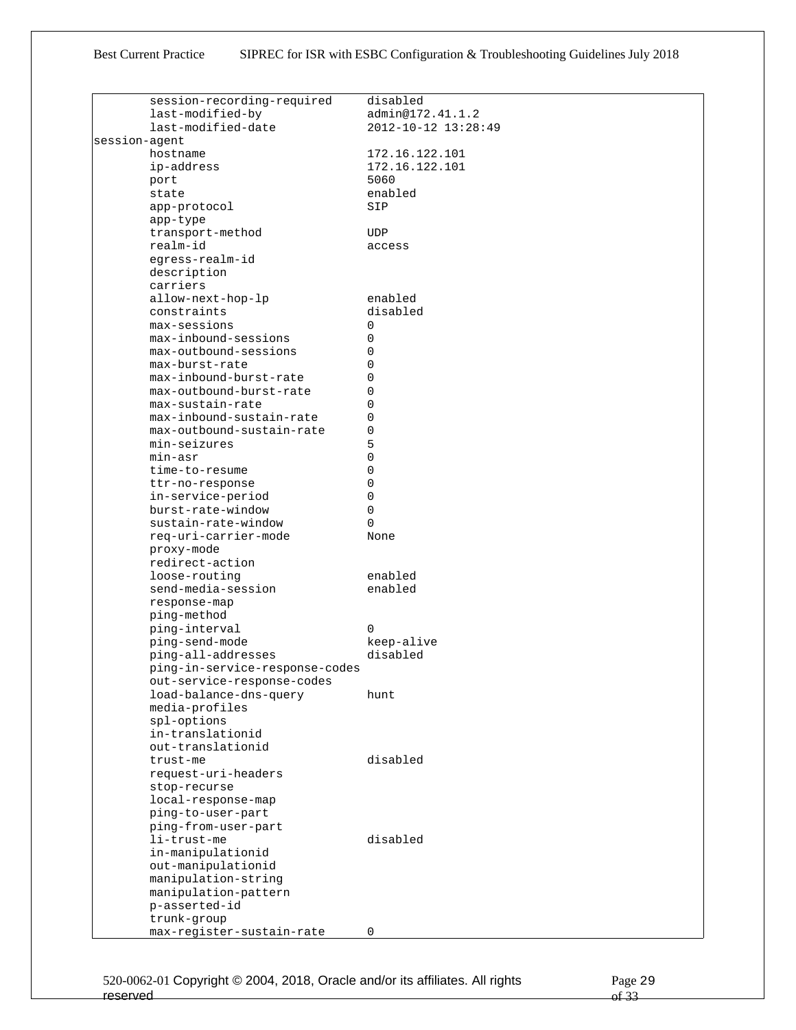```
        session-recording-required     disabled
        last-modified-by               admin@172.41.1.2
        last-modified-date             2012-10-12 13:28:49
session-agent
        hostname                       172.16.122.101
        ip-address                     172.16.122.101
        port                           5060
        state                          enabled
        app-protocol                   SIP
        app-type
        transport-method               UDP
        realm-id                       access
        egress-realm-id
        description
        carriers
        allow-next-hop-lp              enabled
        constraints                    disabled
        max-sessions                   0
        max-inbound-sessions           0
        max-outbound-sessions          0
        max-burst-rate                 0
        max-inbound-burst-rate         0
        max-outbound-burst-rate        0
        max-sustain-rate               0
        max-inbound-sustain-rate       0
        max-outbound-sustain-rate      0
        min-seizures                   5
        min-asr                        0
        time-to-resume                 0
        ttr-no-response                0
        in-service-period              0
        burst-rate-window              0
        sustain-rate-window            0
        req-uri-carrier-mode           None
        proxy-mode
        redirect-action
        loose-routing                  enabled
        send-media-session             enabled
        response-map
        ping-method
        ping-interval                  0
        ping-send-mode                 keep-alive
        ping-all-addresses             disabled
        ping-in-service-response-codes
        out-service-response-codes
        load-balance-dns-query         hunt
        media-profiles
        spl-options
        in-translationid
        out-translationid
        trust-me                       disabled
        request-uri-headers
        stop-recurse
        local-response-map
        ping-to-user-part
        ping-from-user-part
        li-trust-me                    disabled
        in-manipulationid
        out-manipulationid
        manipulation-string
        manipulation-pattern
        p-asserted-id
        trunk-group
        max-register-sustain-rate      0
```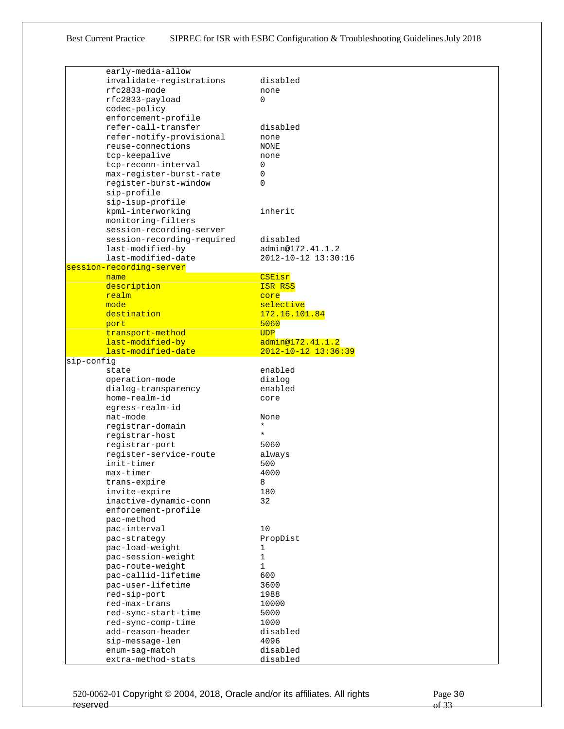```
        early-media-allow
        invalidate-registrations        disabled
        rfc2833-mode                    none
        rfc2833-payload                 0
        codec-policy
        enforcement-profile
        refer-call-transfer             disabled
        refer-notify-provisional        none
        reuse-connections               NONE
        tcp-keepalive                   none
        tcp-reconn-interval             0
        max-register-burst-rate         0
        register-burst-window           0
        sip-profile
        sip-isup-profile
        kpml-interworking               inherit
        monitoring-filters
        session-recording-server
        session-recording-required      disabled
        last-modified-by                admin@172.41.1.2
        last-modified-date              2012-10-12 13:30:16
session-recording-server
        name                            CSEisr
        description                     ISR RSS
        realm                           core
        mode                            selective
        destination                     172.16.101.84
        port                            5060
        transport-method                UDP
        last-modified-by                admin@172.41.1.2
        last-modified-date              2012-10-12 13:36:39
sip-config
        state                           enabled
        operation-mode                  dialog
        dialog-transparency             enabled
        home-realm-id                   core
        egress-realm-id
        nat-mode                        None
        registrar-domain                *
        registrar-host                  *
        registrar-port                  5060
        register-service-route          always
        init-timer                      500
        max-timer                       4000
        trans-expire                    8
        invite-expire                   180
        inactive-dynamic-conn           32
        enforcement-profile
        pac-method
        pac-interval                    10
        pac-strategy                    PropDist
        pac-load-weight                 1
        pac-session-weight              1
        pac-route-weight                1
        pac-callid-lifetime             600
        pac-user-lifetime               3600
        red-sip-port                    1988
        red-max-trans                   10000
        red-sync-start-time             5000
        red-sync-comp-time              1000
        add-reason-header               disabled
        sip-message-len                 4096
        enum-sag-match                  disabled
        extra-method-stats              disabled
```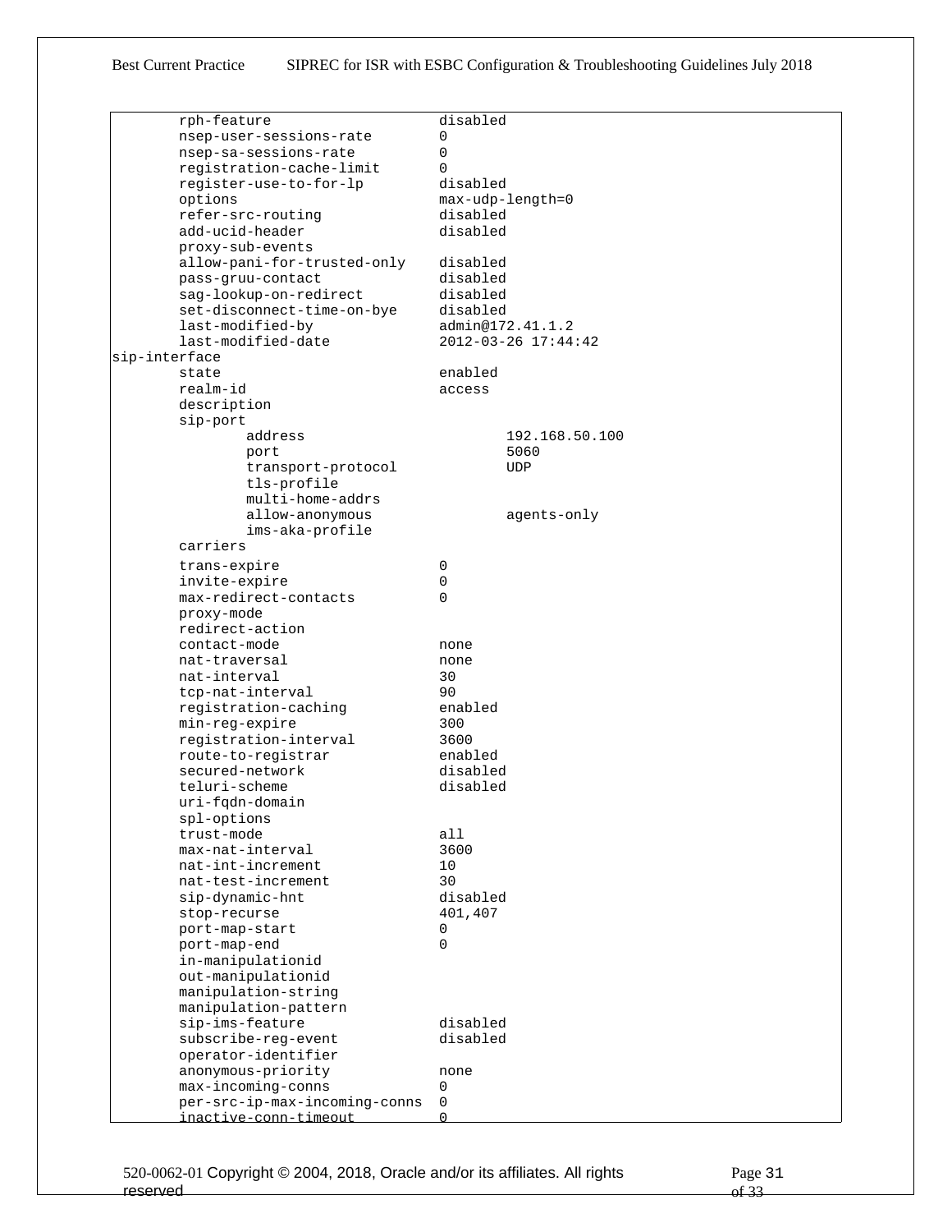```
        rph-feature                    disabled
        nsep-user-sessions-rate        0
        nsep-sa-sessions-rate          0
        registration-cache-limit       0
        register-use-to-for-lp         disabled
        options                        max-udp-length=0
        refer-src-routing              disabled
        add-ucid-header                disabled
        proxy-sub-events
        allow-pani-for-trusted-only    disabled
        pass-gruu-contact              disabled
        sag-lookup-on-redirect         disabled
        set-disconnect-time-on-bye     disabled
        last-modified-by               admin@172.41.1.2
        last-modified-date             2012-03-26 17:44:42
sip-interface
        state                          enabled
        realm-id                       access
        description
        sip-port
                address                        192.168.50.100
                port                           5060
                transport-protocol             UDP
                tls-profile
                multi-home-addrs
                allow-anonymous                agents-only
                ims-aka-profile
        carriers
        trans-expire                   0
        invite-expire                  0
        max-redirect-contacts          0
        proxy-mode
        redirect-action
        contact-mode                   none
        nat-traversal                  none
        nat-interval                   30
        tcp-nat-interval               90
        registration-caching           enabled
        min-reg-expire                 300
        registration-interval          3600
        route-to-registrar             enabled
        secured-network                disabled
        teluri-scheme                  disabled
        uri-fqdn-domain
        spl-options
        trust-mode                     all
        max-nat-interval               3600
        nat-int-increment              10
        nat-test-increment             30
        sip-dynamic-hnt                disabled
        stop-recurse                   401,407
        port-map-start                 0
        port-map-end                   0
        in-manipulationid
        out-manipulationid
        manipulation-string
        manipulation-pattern
        sip-ims-feature                disabled
        subscribe-reg-event            disabled
        operator-identifier
        anonymous-priority             none
        max-incoming-conns             0
        per-src-ip-max-incoming-conns  0
        inactive-conn-timeout          0
```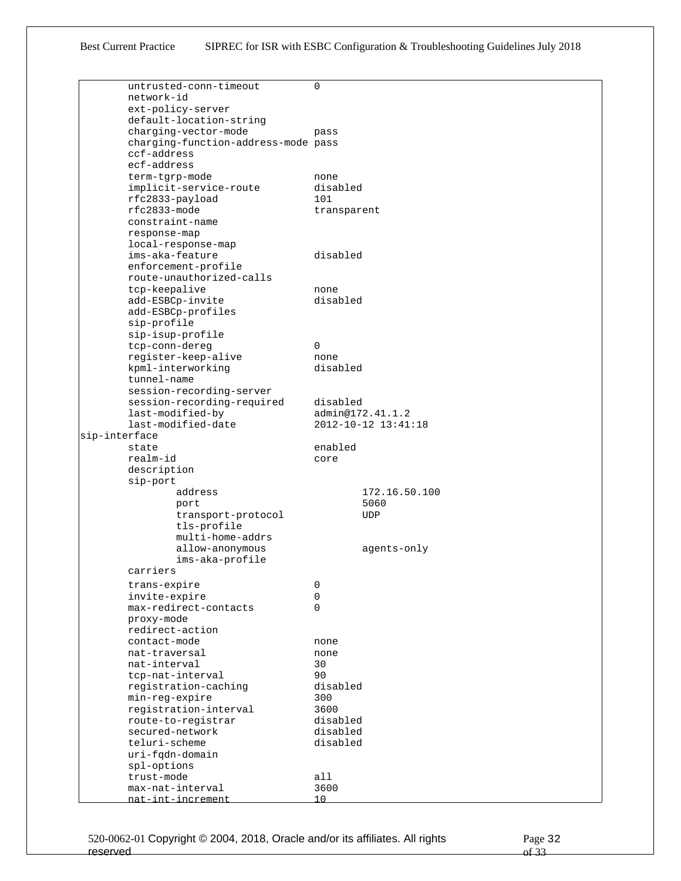```
        untrusted-conn-timeout         0
        network-id
        ext-policy-server
        default-location-string
        charging-vector-mode           pass
        charging-function-address-mode pass
        ccf-address
        ecf-address
        term-tgrp-mode                 none
        implicit-service-route         disabled
        rfc2833-payload                101
        rfc2833-mode                   transparent
        constraint-name
        response-map
        local-response-map
        ims-aka-feature                disabled
        enforcement-profile
        route-unauthorized-calls
        tcp-keepalive                  none
        add-ESBCp-invite               disabled
        add-ESBCp-profiles
        sip-profile
        sip-isup-profile
        tcp-conn-dereg                 0
        register-keep-alive            none
        kpml-interworking              disabled
        tunnel-name
        session-recording-server
        session-recording-required     disabled
        last-modified-by               admin@172.41.1.2
        last-modified-date             2012-10-12 13:41:18
sip-interface
        state                          enabled
        realm-id                       core
        description
        sip-port
                address                        172.16.50.100
                port                           5060
                transport-protocol             UDP
                tls-profile
                multi-home-addrs
                allow-anonymous                agents-only
                ims-aka-profile
        carriers
        trans-expire                   0
        invite-expire                  0
        max-redirect-contacts          0
        proxy-mode
        redirect-action
        contact-mode                   none
        nat-traversal                  none
        nat-interval                   30
        tcp-nat-interval               90
        registration-caching           disabled
        min-reg-expire                 300
        registration-interval          3600
        route-to-registrar             disabled
        secured-network                disabled
        teluri-scheme                  disabled
        uri-fqdn-domain
        spl-options
        trust-mode                     all
        max-nat-interval               3600
        nat-int-increment              10
```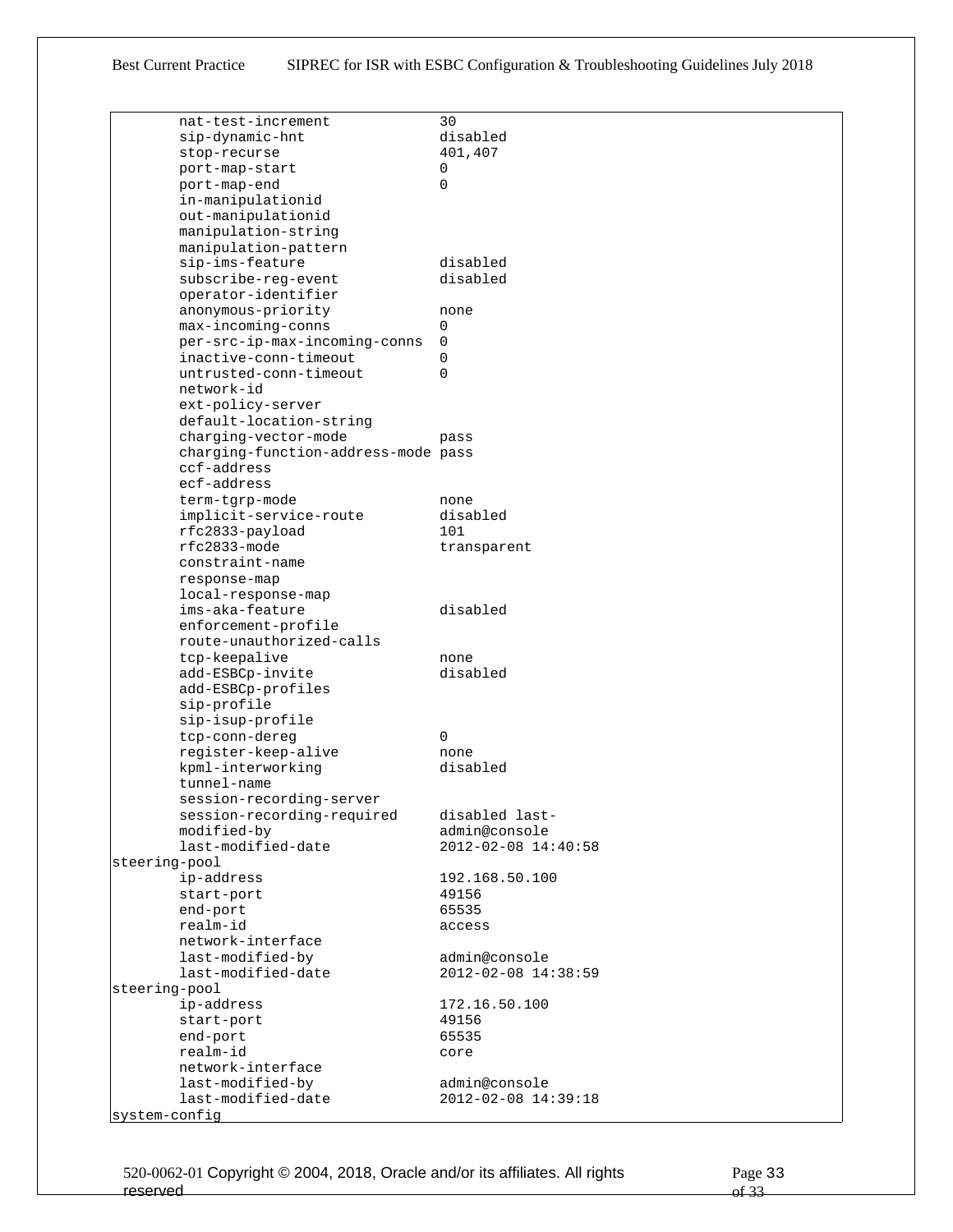```
        nat-test-increment              30
        sip-dynamic-hnt                 disabled
        stop-recurse                    401,407
        port-map-start                  0
        port-map-end                    0
        in-manipulationid
        out-manipulationid
        manipulation-string
        manipulation-pattern
        sip-ims-feature                 disabled
        subscribe-reg-event             disabled
        operator-identifier
        anonymous-priority              none
        max-incoming-conns              0
        per-src-ip-max-incoming-conns   0
        inactive-conn-timeout           0
        untrusted-conn-timeout          0
        network-id
        ext-policy-server
        default-location-string
        charging-vector-mode            pass
        charging-function-address-mode  pass
        ccf-address
        ecf-address
        term-tgrp-mode                  none
        implicit-service-route          disabled
        rfc2833-payload                 101
        rfc2833-mode                    transparent
        constraint-name
        response-map
        local-response-map
        ims-aka-feature                 disabled
        enforcement-profile
        route-unauthorized-calls
        tcp-keepalive                   none
        add-ESBCp-invite                disabled
        add-ESBCp-profiles
        sip-profile
        sip-isup-profile
        tcp-conn-dereg                  0
        register-keep-alive             none
        kpml-interworking               disabled
        tunnel-name
        session-recording-server
        session-recording-required      disabled last-
        modified-by                     admin@console
        last-modified-date              2012-02-08 14:40:58
steering-pool
        ip-address                      192.168.50.100
        start-port                      49156
        end-port                        65535
        realm-id                        access
        network-interface
        last-modified-by                admin@console
        last-modified-date              2012-02-08 14:38:59
steering-pool
        ip-address                      172.16.50.100
        start-port                      49156
        end-port                        65535
        realm-id                        core
        network-interface
        last-modified-by                admin@console
        last-modified-date              2012-02-08 14:39:18
system-config
```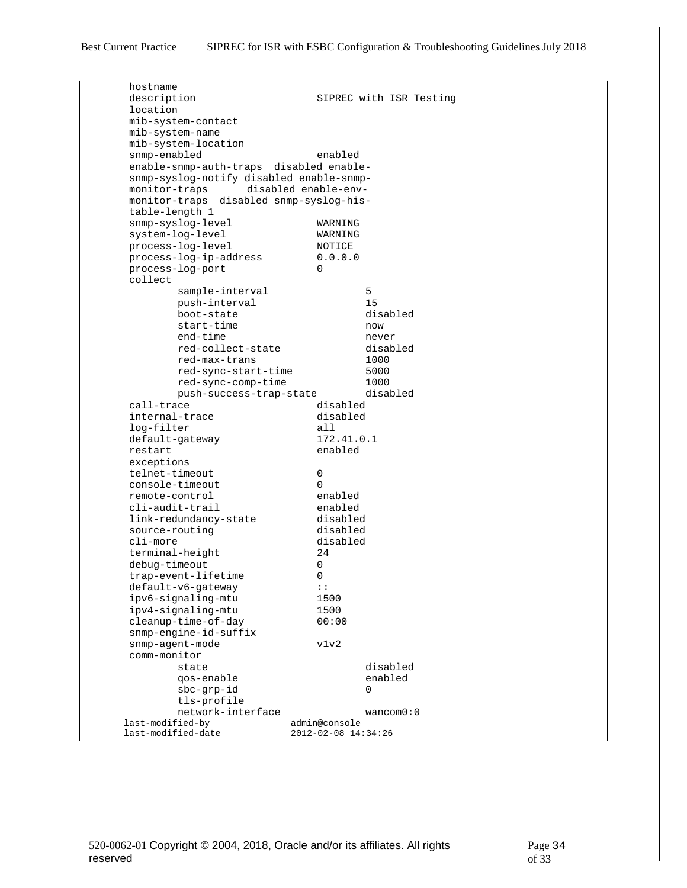```
hostname
description                    SIPREC with ISR Testing
location
mib-system-contact
mib-system-name
mib-system-location
snmp-enabled                   enabled
enable-snmp-auth-traps  disabled enable-
snmp-syslog-notify disabled enable-snmp-
monitor-traps      disabled enable-env-
monitor-traps  disabled snmp-syslog-his-
table-length 1
snmp-syslog-level              WARNING
system-log-level               WARNING
process-log-level              NOTICE
process-log-ip-address         0.0.0.0
process-log-port               0
collect
        sample-interval                5
        push-interval                  15
        boot-state                     disabled
        start-time                     now
        end-time                       never
        red-collect-state              disabled
        red-max-trans                  1000
        red-sync-start-time            5000
        red-sync-comp-time             1000
        push-success-trap-state        disabled
call-trace                     disabled
internal-trace                 disabled
log-filter                     all
default-gateway                172.41.0.1
restart                        enabled
exceptions
telnet-timeout                 0
console-timeout                0
remote-control                 enabled
cli-audit-trail                enabled
link-redundancy-state          disabled
source-routing                 disabled
cli-more                       disabled
terminal-height                24
debug-timeout                  0
trap-event-lifetime            0
default-v6-gateway             ::
ipv6-signaling-mtu             1500
ipv4-signaling-mtu             1500
cleanup-time-of-day            00:00
snmp-engine-id-suffix
snmp-agent-mode                v1v2
comm-monitor
        state                          disabled
        qos-enable                     enabled
        sbc-grp-id                     0
        tls-profile
        network-interface              wancom0:0
last-modified-by               admin@console
last-modified-date             2012-02-08 14:34:26
```